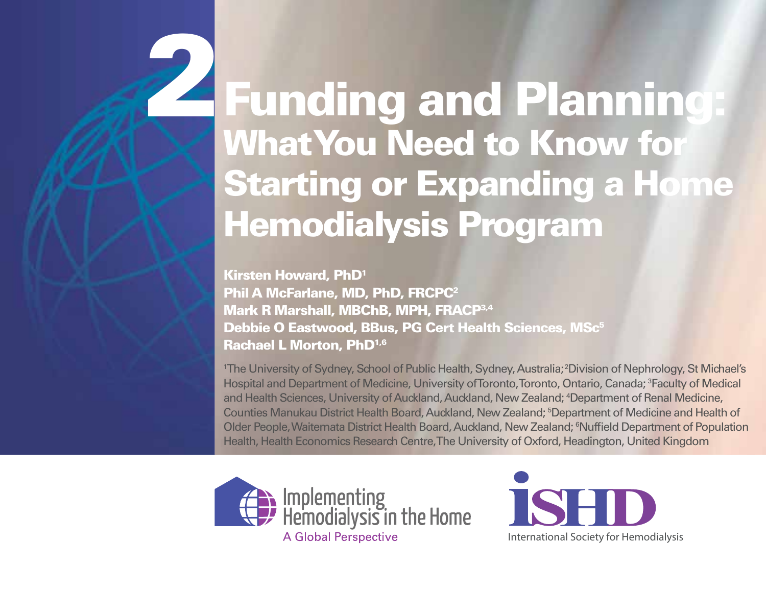# 2 Funding and Planning: What You Need to Know for Starting or Expanding a Home Hemodialysis Program

**Kirsten Howard, PhD[1]**
**Phil A McFarlane, MD, PhD, FRCPC[2]**
**Mark R Marshall, MBChB, MPH, FRACP[3,4]**
**Debbie O Eastwood, BBus, PG Cert Health Sciences, MSc[5]**
**Rachael L Morton, PhD[1,6]**

[1]The University of Sydney, School of Public Health, Sydney, Australia; [2]Division of Nephrology, St Michael's Hospital and Department of Medicine, University of Toronto, Toronto, Ontario, Canada; [3]Faculty of Medical and Health Sciences, University of Auckland, Auckland, New Zealand; [4]Department of Renal Medicine, Counties Manukau District Health Board, Auckland, New Zealand; [5]Department of Medicine and Health of Older People, Waitemata District Health Board, Auckland, New Zealand; [6]Nuffield Department of Population Health, Health Economics Research Centre, The University of Oxford, Headington, United Kingdom

Implementing Hemodialysis in the Home
A Global Perspective

iSHD
International Society for Hemodialysis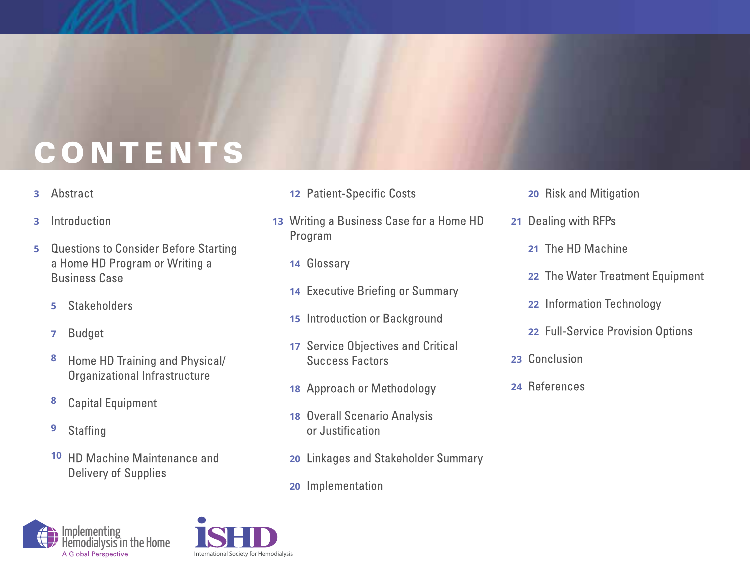# CONTENTS

- 3 Abstract
- 3 Introduction
- 5 Questions to Consider Before Starting a Home HD Program or Writing a Business Case
  - 5 Stakeholders
  - 7 Budget
  - 8 Home HD Training and Physical/Organizational Infrastructure
  - 8 Capital Equipment
  - 9 Staffing
  - 10 HD Machine Maintenance and Delivery of Supplies
  - 12 Patient-Specific Costs
- 13 Writing a Business Case for a Home HD Program
  - 14 Glossary
  - 14 Executive Briefing or Summary
  - 15 Introduction or Background
  - 17 Service Objectives and Critical Success Factors
  - 18 Approach or Methodology
  - 18 Overall Scenario Analysis or Justification
  - 20 Linkages and Stakeholder Summary
  - 20 Implementation
  - 20 Risk and Mitigation
- 21 Dealing with RFPs
  - 21 The HD Machine
  - 22 The Water Treatment Equipment
  - 22 Information Technology
  - 22 Full-Service Provision Options
- 23 Conclusion
- 24 References

Implementing Hemodialysis in the Home
A Global Perspective

ISHD
International Society for Hemodialysis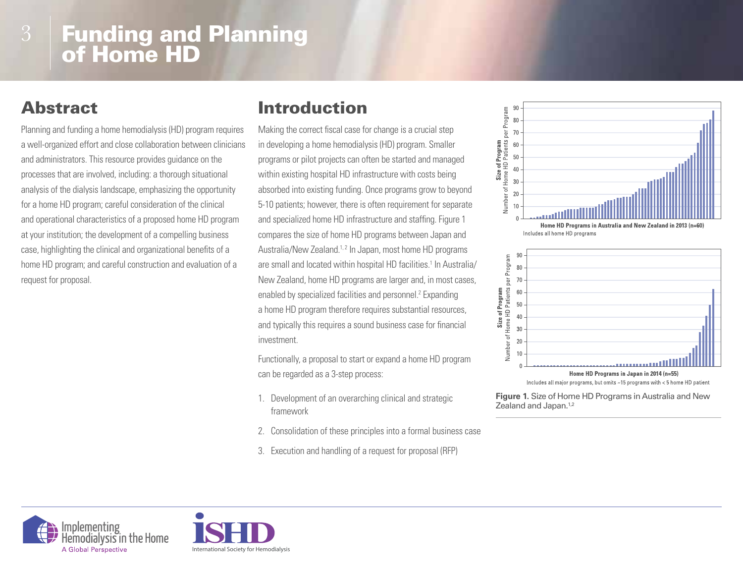# Funding and Planning of Home HD

## Abstract

Planning and funding a home hemodialysis (HD) program requires a well-organized effort and close collaboration between clinicians and administrators. This resource provides guidance on the processes that are involved, including: a thorough situational analysis of the dialysis landscape, emphasizing the opportunity for a home HD program; careful consideration of the clinical and operational characteristics of a proposed home HD program at your institution; the development of a compelling business case, highlighting the clinical and organizational benefits of a home HD program; and careful construction and evaluation of a request for proposal.

## Introduction

Making the correct fiscal case for change is a crucial step in developing a home hemodialysis (HD) program. Smaller programs or pilot projects can often be started and managed within existing hospital HD infrastructure with costs being absorbed into existing funding. Once programs grow to beyond 5-10 patients; however, there is often requirement for separate and specialized home HD infrastructure and staffing. Figure 1 compares the size of home HD programs between Japan and Australia/New Zealand.[1, 2] In Japan, most home HD programs are small and located within hospital HD facilities.[1] In Australia/New Zealand, home HD programs are larger and, in most cases, enabled by specialized facilities and personnel.[2] Expanding a home HD program therefore requires substantial resources, and typically this requires a sound business case for financial investment.

Functionally, a proposal to start or expand a home HD program can be regarded as a 3-step process:

1. Development of an overarching clinical and strategic framework
2. Consolidation of these principles into a formal business case
3. Execution and handling of a request for proposal (RFP)

**Home HD Programs in Australia and New Zealand in 2013 (n=60)**
Includes all home HD programs

**Home HD Programs in Japan in 2014 (n=55)**
Includes all major programs, but omits ~15 programs with < 5 home HD patient

**Figure 1.** Size of Home HD Programs in Australia and New Zealand and Japan.[1,2]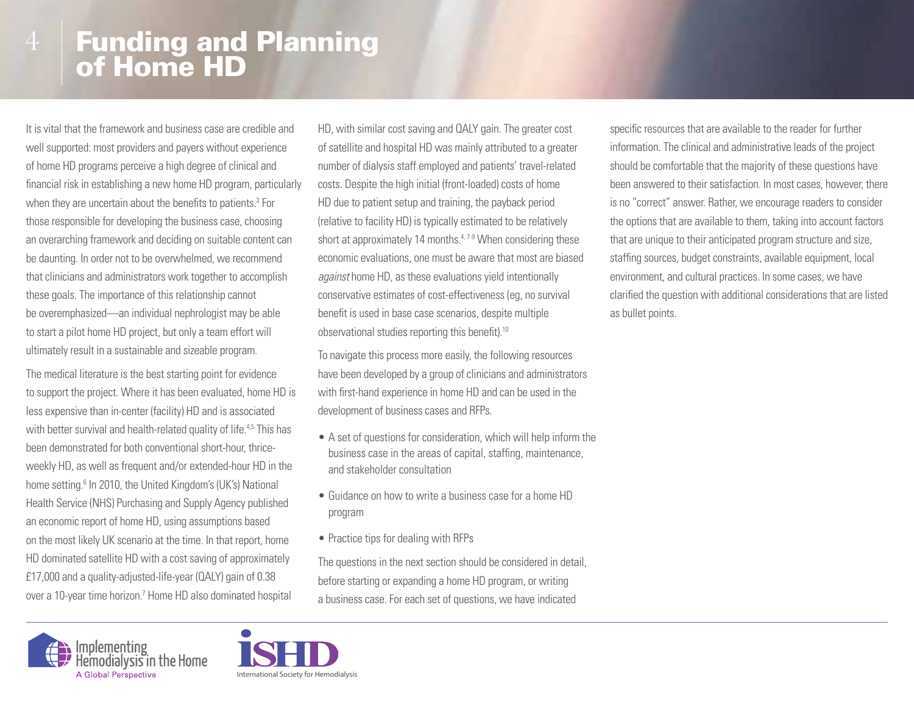# Funding and Planning of Home HD

It is vital that the framework and business case are credible and well supported: most providers and payers without experience of home HD programs perceive a high degree of clinical and financial risk in establishing a new home HD program, particularly when they are uncertain about the benefits to patients.[3] For those responsible for developing the business case, choosing an overarching framework and deciding on suitable content can be daunting. In order not to be overwhelmed, we recommend that clinicians and administrators work together to accomplish these goals. The importance of this relationship cannot be overemphasized—an individual nephrologist may be able to start a pilot home HD project, but only a team effort will ultimately result in a sustainable and sizeable program.

The medical literature is the best starting point for evidence to support the project. Where it has been evaluated, home HD is less expensive than in-center (facility) HD and is associated with better survival and health-related quality of life.[4,5] This has been demonstrated for both conventional short-hour, thrice-weekly HD, as well as frequent and/or extended-hour HD in the home setting.[6] In 2010, the United Kingdom's (UK's) National Health Service (NHS) Purchasing and Supply Agency published an economic report of home HD, using assumptions based on the most likely UK scenario at the time. In that report, home HD dominated satellite HD with a cost saving of approximately £17,000 and a quality-adjusted-life-year (QALY) gain of 0.38 over a 10-year time horizon.[7] Home HD also dominated hospital HD, with similar cost saving and QALY gain. The greater cost of satellite and hospital HD was mainly attributed to a greater number of dialysis staff employed and patients' travel-related costs. Despite the high initial (front-loaded) costs of home HD due to patient setup and training, the payback period (relative to facility HD) is typically estimated to be relatively short at approximately 14 months.[4,7-9] When considering these economic evaluations, one must be aware that most are biased *against* home HD, as these evaluations yield intentionally conservative estimates of cost-effectiveness (eg, no survival benefit is used in base case scenarios, despite multiple observational studies reporting this benefit).[10]

To navigate this process more easily, the following resources have been developed by a group of clinicians and administrators with first-hand experience in home HD and can be used in the development of business cases and RFPs.

- A set of questions for consideration, which will help inform the business case in the areas of capital, staffing, maintenance, and stakeholder consultation
- Guidance on how to write a business case for a home HD program
- Practice tips for dealing with RFPs

The questions in the next section should be considered in detail, before starting or expanding a home HD program, or writing a business case. For each set of questions, we have indicated specific resources that are available to the reader for further information. The clinical and administrative leads of the project should be comfortable that the majority of these questions have been answered to their satisfaction. In most cases, however, there is no "correct" answer. Rather, we encourage readers to consider the options that are available to them, taking into account factors that are unique to their anticipated program structure and size, staffing sources, budget constraints, available equipment, local environment, and cultural practices. In some cases, we have clarified the question with additional considerations that are listed as bullet points.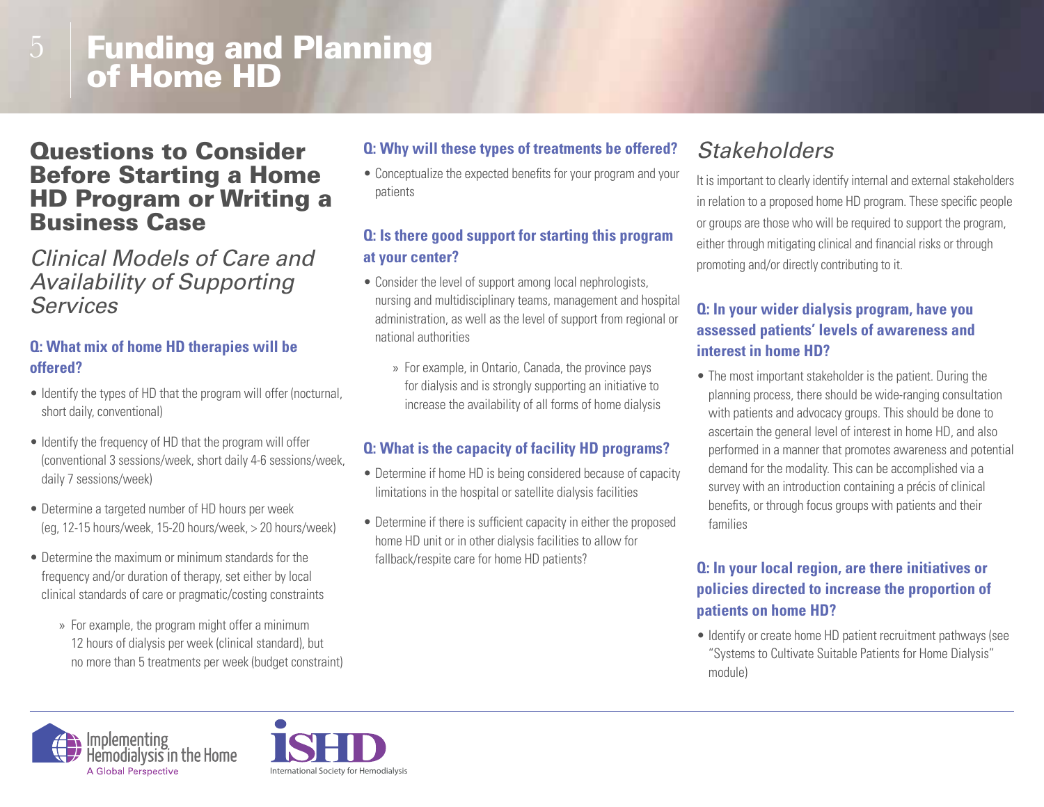# Funding and Planning of Home HD

## Questions to Consider Before Starting a Home HD Program or Writing a Business Case

### *Clinical Models of Care and Availability of Supporting Services*

**Q: What mix of home HD therapies will be offered?**

- Identify the types of HD that the program will offer (nocturnal, short daily, conventional)
- Identify the frequency of HD that the program will offer (conventional 3 sessions/week, short daily 4-6 sessions/week, daily 7 sessions/week)
- Determine a targeted number of HD hours per week (eg, 12-15 hours/week, 15-20 hours/week, > 20 hours/week)
- Determine the maximum or minimum standards for the frequency and/or duration of therapy, set either by local clinical standards of care or pragmatic/costing constraints
  - » For example, the program might offer a minimum 12 hours of dialysis per week (clinical standard), but no more than 5 treatments per week (budget constraint)

**Q: Why will these types of treatments be offered?**

- Conceptualize the expected benefits for your program and your patients

**Q: Is there good support for starting this program at your center?**

- Consider the level of support among local nephrologists, nursing and multidisciplinary teams, management and hospital administration, as well as the level of support from regional or national authorities
  - » For example, in Ontario, Canada, the province pays for dialysis and is strongly supporting an initiative to increase the availability of all forms of home dialysis

**Q: What is the capacity of facility HD programs?**

- Determine if home HD is being considered because of capacity limitations in the hospital or satellite dialysis facilities
- Determine if there is sufficient capacity in either the proposed home HD unit or in other dialysis facilities to allow for fallback/respite care for home HD patients?

### *Stakeholders*

It is important to clearly identify internal and external stakeholders in relation to a proposed home HD program. These specific people or groups are those who will be required to support the program, either through mitigating clinical and financial risks or through promoting and/or directly contributing to it.

**Q: In your wider dialysis program, have you assessed patients' levels of awareness and interest in home HD?**

- The most important stakeholder is the patient. During the planning process, there should be wide-ranging consultation with patients and advocacy groups. This should be done to ascertain the general level of interest in home HD, and also performed in a manner that promotes awareness and potential demand for the modality. This can be accomplished via a survey with an introduction containing a précis of clinical benefits, or through focus groups with patients and their families

**Q: In your local region, are there initiatives or policies directed to increase the proportion of patients on home HD?**

- Identify or create home HD patient recruitment pathways (see "Systems to Cultivate Suitable Patients for Home Dialysis" module)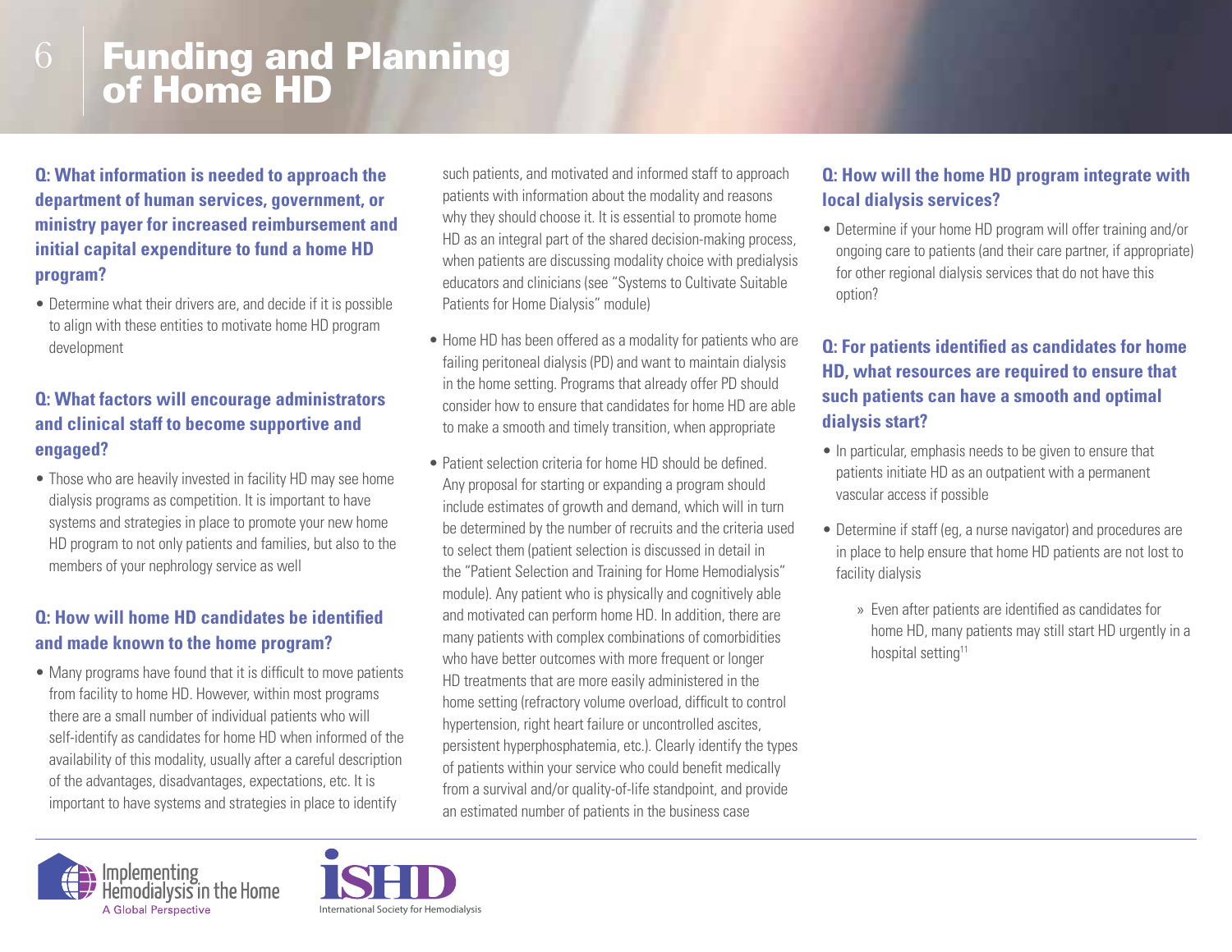# Funding and Planning of Home HD

**Q: What information is needed to approach the department of human services, government, or ministry payer for increased reimbursement and initial capital expenditure to fund a home HD program?**

- Determine what their drivers are, and decide if it is possible to align with these entities to motivate home HD program development

**Q: What factors will encourage administrators and clinical staff to become supportive and engaged?**

- Those who are heavily invested in facility HD may see home dialysis programs as competition. It is important to have systems and strategies in place to promote your new home HD program to not only patients and families, but also to the members of your nephrology service as well

**Q: How will home HD candidates be identified and made known to the home program?**

- Many programs have found that it is difficult to move patients from facility to home HD. However, within most programs there are a small number of individual patients who will self-identify as candidates for home HD when informed of the availability of this modality, usually after a careful description of the advantages, disadvantages, expectations, etc. It is important to have systems and strategies in place to identify such patients, and motivated and informed staff to approach patients with information about the modality and reasons why they should choose it. It is essential to promote home HD as an integral part of the shared decision-making process, when patients are discussing modality choice with predialysis educators and clinicians (see "Systems to Cultivate Suitable Patients for Home Dialysis" module)
- Home HD has been offered as a modality for patients who are failing peritoneal dialysis (PD) and want to maintain dialysis in the home setting. Programs that already offer PD should consider how to ensure that candidates for home HD are able to make a smooth and timely transition, when appropriate
- Patient selection criteria for home HD should be defined. Any proposal for starting or expanding a program should include estimates of growth and demand, which will in turn be determined by the number of recruits and the criteria used to select them (patient selection is discussed in detail in the "Patient Selection and Training for Home Hemodialysis" module). Any patient who is physically and cognitively able and motivated can perform home HD. In addition, there are many patients with complex combinations of comorbidities who have better outcomes with more frequent or longer HD treatments that are more easily administered in the home setting (refractory volume overload, difficult to control hypertension, right heart failure or uncontrolled ascites, persistent hyperphosphatemia, etc.). Clearly identify the types of patients within your service who could benefit medically from a survival and/or quality-of-life standpoint, and provide an estimated number of patients in the business case

**Q: How will the home HD program integrate with local dialysis services?**

- Determine if your home HD program will offer training and/or ongoing care to patients (and their care partner, if appropriate) for other regional dialysis services that do not have this option?

**Q: For patients identified as candidates for home HD, what resources are required to ensure that such patients can have a smooth and optimal dialysis start?**

- In particular, emphasis needs to be given to ensure that patients initiate HD as an outpatient with a permanent vascular access if possible
- Determine if staff (eg, a nurse navigator) and procedures are in place to help ensure that home HD patients are not lost to facility dialysis
  - Even after patients are identified as candidates for home HD, many patients may still start HD urgently in a hospital setting[11]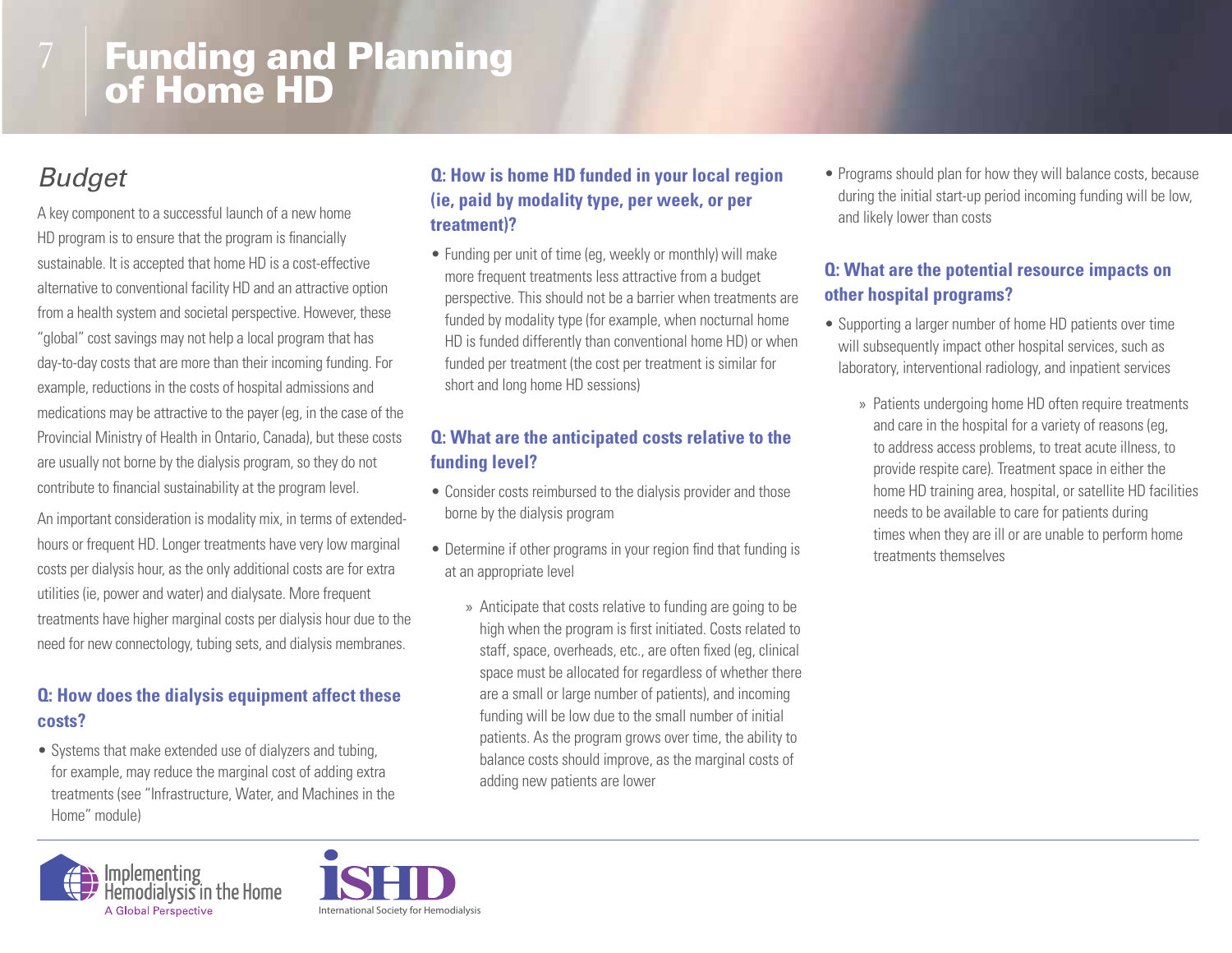# Funding and Planning of Home HD

## Budget

A key component to a successful launch of a new home HD program is to ensure that the program is financially sustainable. It is accepted that home HD is a cost-effective alternative to conventional facility HD and an attractive option from a health system and societal perspective. However, these "global" cost savings may not help a local program that has day-to-day costs that are more than their incoming funding. For example, reductions in the costs of hospital admissions and medications may be attractive to the payer (eg, in the case of the Provincial Ministry of Health in Ontario, Canada), but these costs are usually not borne by the dialysis program, so they do not contribute to financial sustainability at the program level.

An important consideration is modality mix, in terms of extended-hours or frequent HD. Longer treatments have very low marginal costs per dialysis hour, as the only additional costs are for extra utilities (ie, power and water) and dialysate. More frequent treatments have higher marginal costs per dialysis hour due to the need for new connectology, tubing sets, and dialysis membranes.

### Q: How does the dialysis equipment affect these costs?

- Systems that make extended use of dialyzers and tubing, for example, may reduce the marginal cost of adding extra treatments (see "Infrastructure, Water, and Machines in the Home" module)

### Q: How is home HD funded in your local region (ie, paid by modality type, per week, or per treatment)?

- Funding per unit of time (eg, weekly or monthly) will make more frequent treatments less attractive from a budget perspective. This should not be a barrier when treatments are funded by modality type (for example, when nocturnal home HD is funded differently than conventional home HD) or when funded per treatment (the cost per treatment is similar for short and long home HD sessions)

### Q: What are the anticipated costs relative to the funding level?

- Consider costs reimbursed to the dialysis provider and those borne by the dialysis program
- Determine if other programs in your region find that funding is at an appropriate level
  - Anticipate that costs relative to funding are going to be high when the program is first initiated. Costs related to staff, space, overheads, etc., are often fixed (eg, clinical space must be allocated for regardless of whether there are a small or large number of patients), and incoming funding will be low due to the small number of initial patients. As the program grows over time, the ability to balance costs should improve, as the marginal costs of adding new patients are lower
- Programs should plan for how they will balance costs, because during the initial start-up period incoming funding will be low, and likely lower than costs

### Q: What are the potential resource impacts on other hospital programs?

- Supporting a larger number of home HD patients over time will subsequently impact other hospital services, such as laboratory, interventional radiology, and inpatient services
  - Patients undergoing home HD often require treatments and care in the hospital for a variety of reasons (eg, to address access problems, to treat acute illness, to provide respite care). Treatment space in either the home HD training area, hospital, or satellite HD facilities needs to be available to care for patients during times when they are ill or are unable to perform home treatments themselves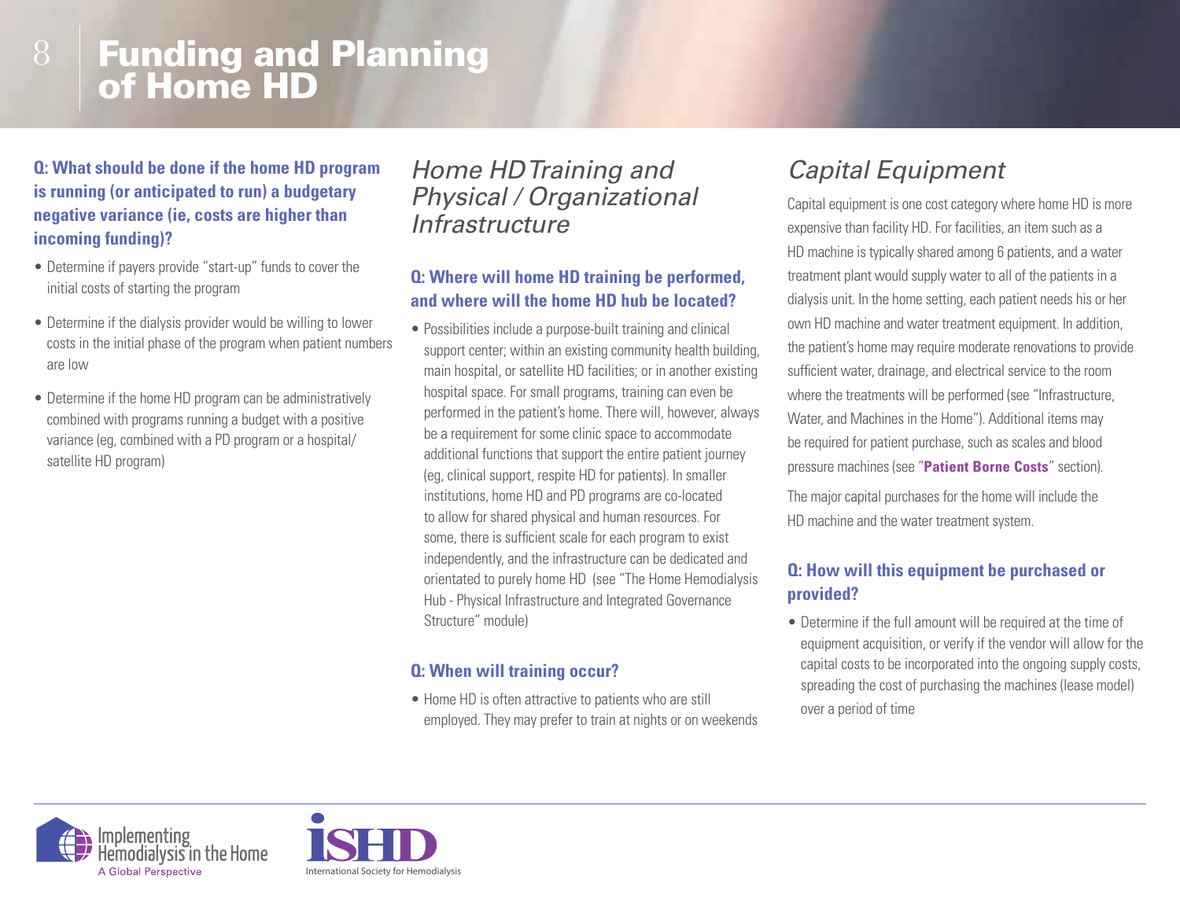# Funding and Planning of Home HD

**Q: What should be done if the home HD program is running (or anticipated to run) a budgetary negative variance (ie, costs are higher than incoming funding)?**

- Determine if payers provide "start-up" funds to cover the initial costs of starting the program
- Determine if the dialysis provider would be willing to lower costs in the initial phase of the program when patient numbers are low
- Determine if the home HD program can be administratively combined with programs running a budget with a positive variance (eg, combined with a PD program or a hospital/ satellite HD program)

## *Home HD Training and Physical / Organizational Infrastructure*

**Q: Where will home HD training be performed, and where will the home HD hub be located?**

- Possibilities include a purpose-built training and clinical support center; within an existing community health building, main hospital, or satellite HD facilities; or in another existing hospital space. For small programs, training can even be performed in the patient's home. There will, however, always be a requirement for some clinic space to accommodate additional functions that support the entire patient journey (eg, clinical support, respite HD for patients). In smaller institutions, home HD and PD programs are co-located to allow for shared physical and human resources. For some, there is sufficient scale for each program to exist independently, and the infrastructure can be dedicated and orientated to purely home HD (see "The Home Hemodialysis Hub - Physical Infrastructure and Integrated Governance Structure" module)

**Q: When will training occur?**

- Home HD is often attractive to patients who are still employed. They may prefer to train at nights or on weekends

## *Capital Equipment*

Capital equipment is one cost category where home HD is more expensive than facility HD. For facilities, an item such as a HD machine is typically shared among 6 patients, and a water treatment plant would supply water to all of the patients in a dialysis unit. In the home setting, each patient needs his or her own HD machine and water treatment equipment. In addition, the patient's home may require moderate renovations to provide sufficient water, drainage, and electrical service to the room where the treatments will be performed (see "Infrastructure, Water, and Machines in the Home"). Additional items may be required for patient purchase, such as scales and blood pressure machines (see "**Patient Borne Costs**" section).

The major capital purchases for the home will include the HD machine and the water treatment system.

**Q: How will this equipment be purchased or provided?**

- Determine if the full amount will be required at the time of equipment acquisition, or verify if the vendor will allow for the capital costs to be incorporated into the ongoing supply costs, spreading the cost of purchasing the machines (lease model) over a period of time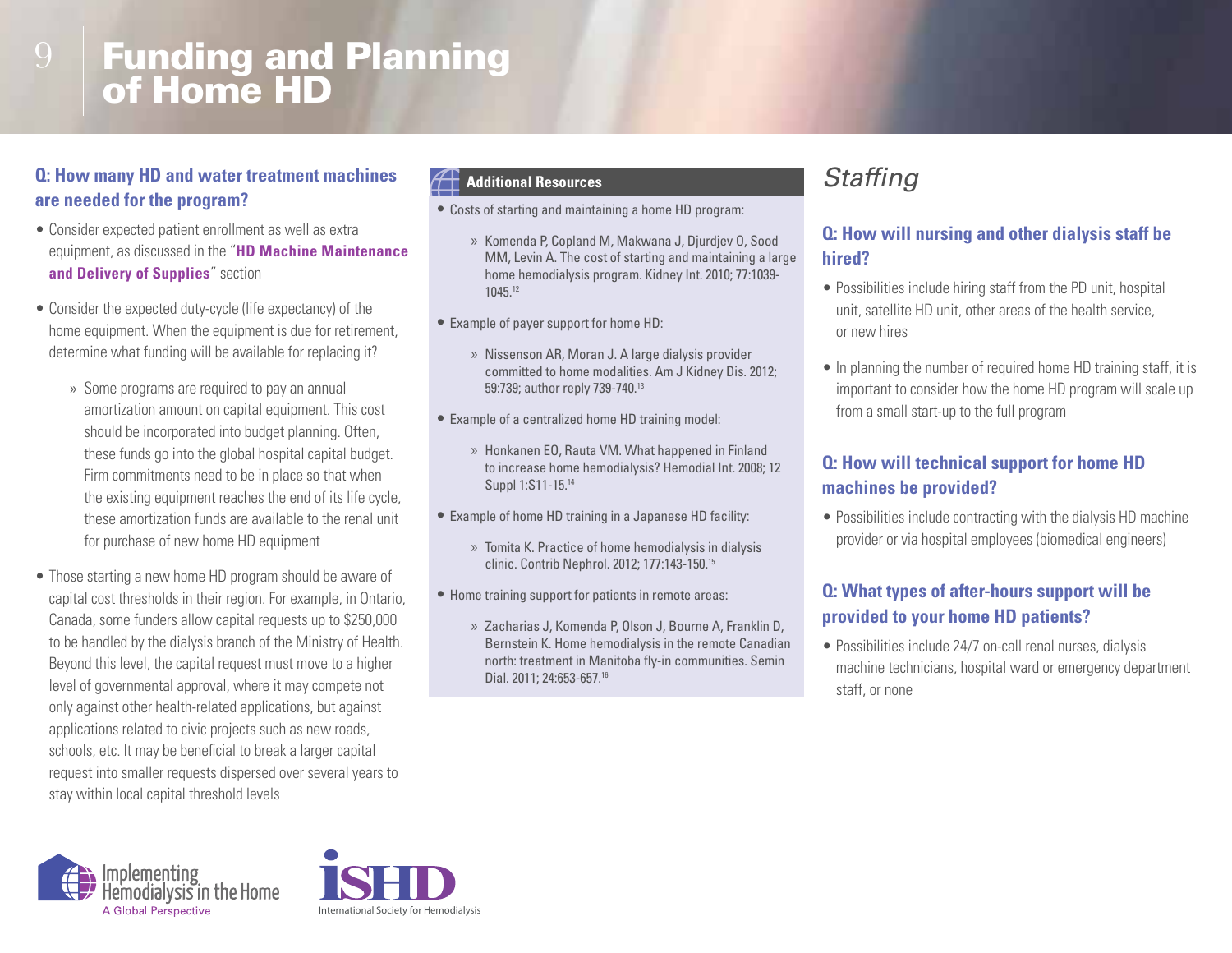# Funding and Planning of Home HD

**Q: How many HD and water treatment machines are needed for the program?**

- Consider expected patient enrollment as well as extra equipment, as discussed in the "**HD Machine Maintenance and Delivery of Supplies**" section
- Consider the expected duty-cycle (life expectancy) of the home equipment. When the equipment is due for retirement, determine what funding will be available for replacing it?
  - » Some programs are required to pay an annual amortization amount on capital equipment. This cost should be incorporated into budget planning. Often, these funds go into the global hospital capital budget. Firm commitments need to be in place so that when the existing equipment reaches the end of its life cycle, these amortization funds are available to the renal unit for purchase of new home HD equipment
- Those starting a new home HD program should be aware of capital cost thresholds in their region. For example, in Ontario, Canada, some funders allow capital requests up to $250,000 to be handled by the dialysis branch of the Ministry of Health. Beyond this level, the capital request must move to a higher level of governmental approval, where it may compete not only against other health-related applications, but against applications related to civic projects such as new roads, schools, etc. It may be beneficial to break a larger capital request into smaller requests dispersed over several years to stay within local capital threshold levels

**Additional Resources**

- Costs of starting and maintaining a home HD program:
  - » Komenda P, Copland M, Makwana J, Djurdjev O, Sood MM, Levin A. The cost of starting and maintaining a large home hemodialysis program. Kidney Int. 2010; 77:1039-1045.[12]
- Example of payer support for home HD:
  - » Nissenson AR, Moran J. A large dialysis provider committed to home modalities. Am J Kidney Dis. 2012; 59:739; author reply 739-740.[13]
- Example of a centralized home HD training model:
  - » Honkanen EO, Rauta VM. What happened in Finland to increase home hemodialysis? Hemodial Int. 2008; 12 Suppl 1:S11-15.[14]
- Example of home HD training in a Japanese HD facility:
  - » Tomita K. Practice of home hemodialysis in dialysis clinic. Contrib Nephrol. 2012; 177:143-150.[15]
- Home training support for patients in remote areas:
  - » Zacharias J, Komenda P, Olson J, Bourne A, Franklin D, Bernstein K. Home hemodialysis in the remote Canadian north: treatment in Manitoba fly-in communities. Semin Dial. 2011; 24:653-657.[16]

## *Staffing*

**Q: How will nursing and other dialysis staff be hired?**

- Possibilities include hiring staff from the PD unit, hospital unit, satellite HD unit, other areas of the health service, or new hires
- In planning the number of required home HD training staff, it is important to consider how the home HD program will scale up from a small start-up to the full program

**Q: How will technical support for home HD machines be provided?**

- Possibilities include contracting with the dialysis HD machine provider or via hospital employees (biomedical engineers)

**Q: What types of after-hours support will be provided to your home HD patients?**

- Possibilities include 24/7 on-call renal nurses, dialysis machine technicians, hospital ward or emergency department staff, or none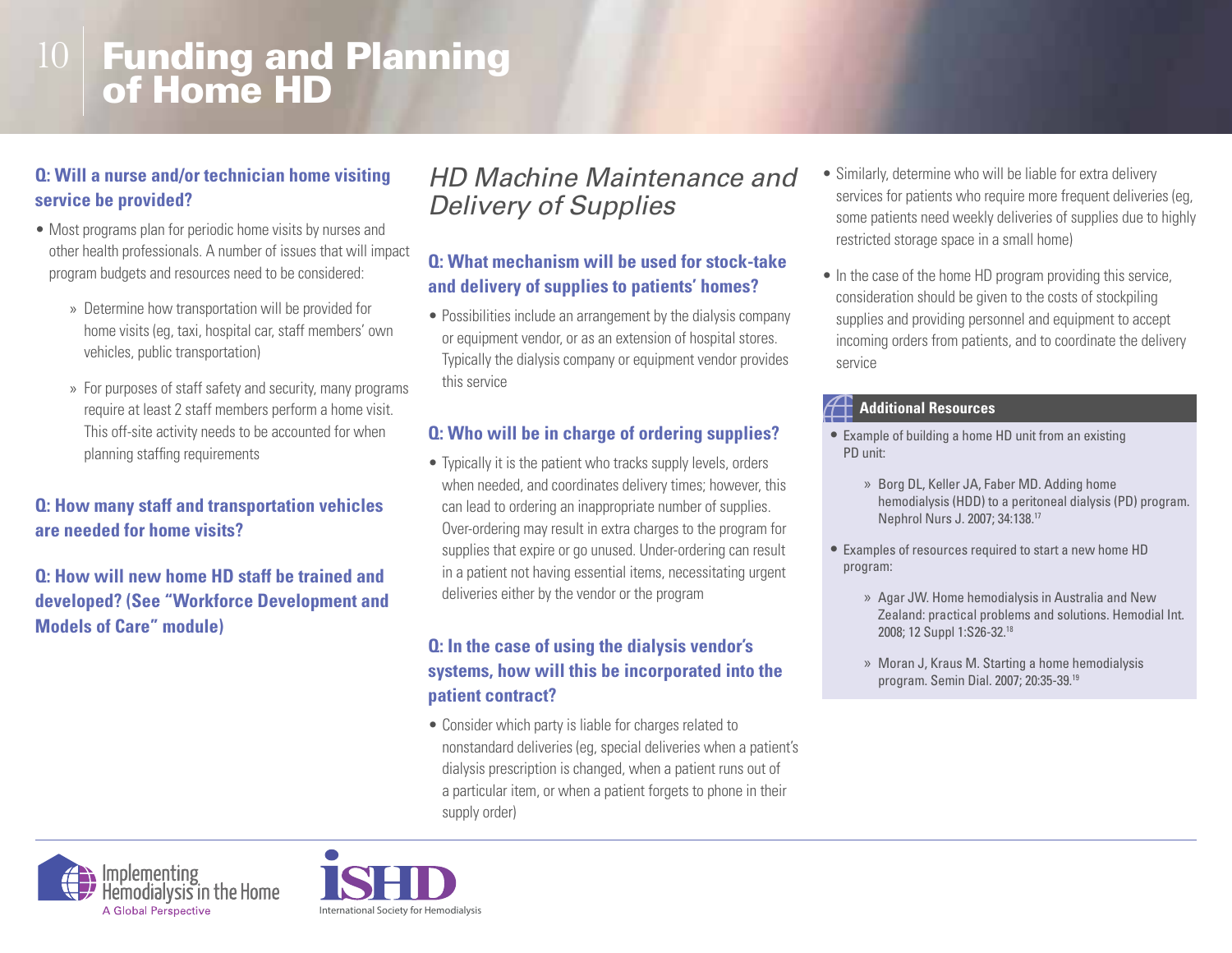# Funding and Planning of Home HD

**Q: Will a nurse and/or technician home visiting service be provided?**

- Most programs plan for periodic home visits by nurses and other health professionals. A number of issues that will impact program budgets and resources need to be considered:
  - Determine how transportation will be provided for home visits (eg, taxi, hospital car, staff members' own vehicles, public transportation)
  - For purposes of staff safety and security, many programs require at least 2 staff members perform a home visit. This off-site activity needs to be accounted for when planning staffing requirements

**Q: How many staff and transportation vehicles are needed for home visits?**

**Q: How will new home HD staff be trained and developed? (See "Workforce Development and Models of Care" module)**

## *HD Machine Maintenance and Delivery of Supplies*

**Q: What mechanism will be used for stock-take and delivery of supplies to patients' homes?**

- Possibilities include an arrangement by the dialysis company or equipment vendor, or as an extension of hospital stores. Typically the dialysis company or equipment vendor provides this service

**Q: Who will be in charge of ordering supplies?**

- Typically it is the patient who tracks supply levels, orders when needed, and coordinates delivery times; however, this can lead to ordering an inappropriate number of supplies. Over-ordering may result in extra charges to the program for supplies that expire or go unused. Under-ordering can result in a patient not having essential items, necessitating urgent deliveries either by the vendor or the program

**Q: In the case of using the dialysis vendor's systems, how will this be incorporated into the patient contract?**

- Consider which party is liable for charges related to nonstandard deliveries (eg, special deliveries when a patient's dialysis prescription is changed, when a patient runs out of a particular item, or when a patient forgets to phone in their supply order)
- Similarly, determine who will be liable for extra delivery services for patients who require more frequent deliveries (eg, some patients need weekly deliveries of supplies due to highly restricted storage space in a small home)
- In the case of the home HD program providing this service, consideration should be given to the costs of stockpiling supplies and providing personnel and equipment to accept incoming orders from patients, and to coordinate the delivery service

**Additional Resources**

- Example of building a home HD unit from an existing PD unit:
  - Borg DL, Keller JA, Faber MD. Adding home hemodialysis (HDD) to a peritoneal dialysis (PD) program. Nephrol Nurs J. 2007; 34:138.[17]
- Examples of resources required to start a new home HD program:
  - Agar JW. Home hemodialysis in Australia and New Zealand: practical problems and solutions. Hemodial Int. 2008; 12 Suppl 1:S26-32.[18]
  - Moran J, Kraus M. Starting a home hemodialysis program. Semin Dial. 2007; 20:35-39.[19]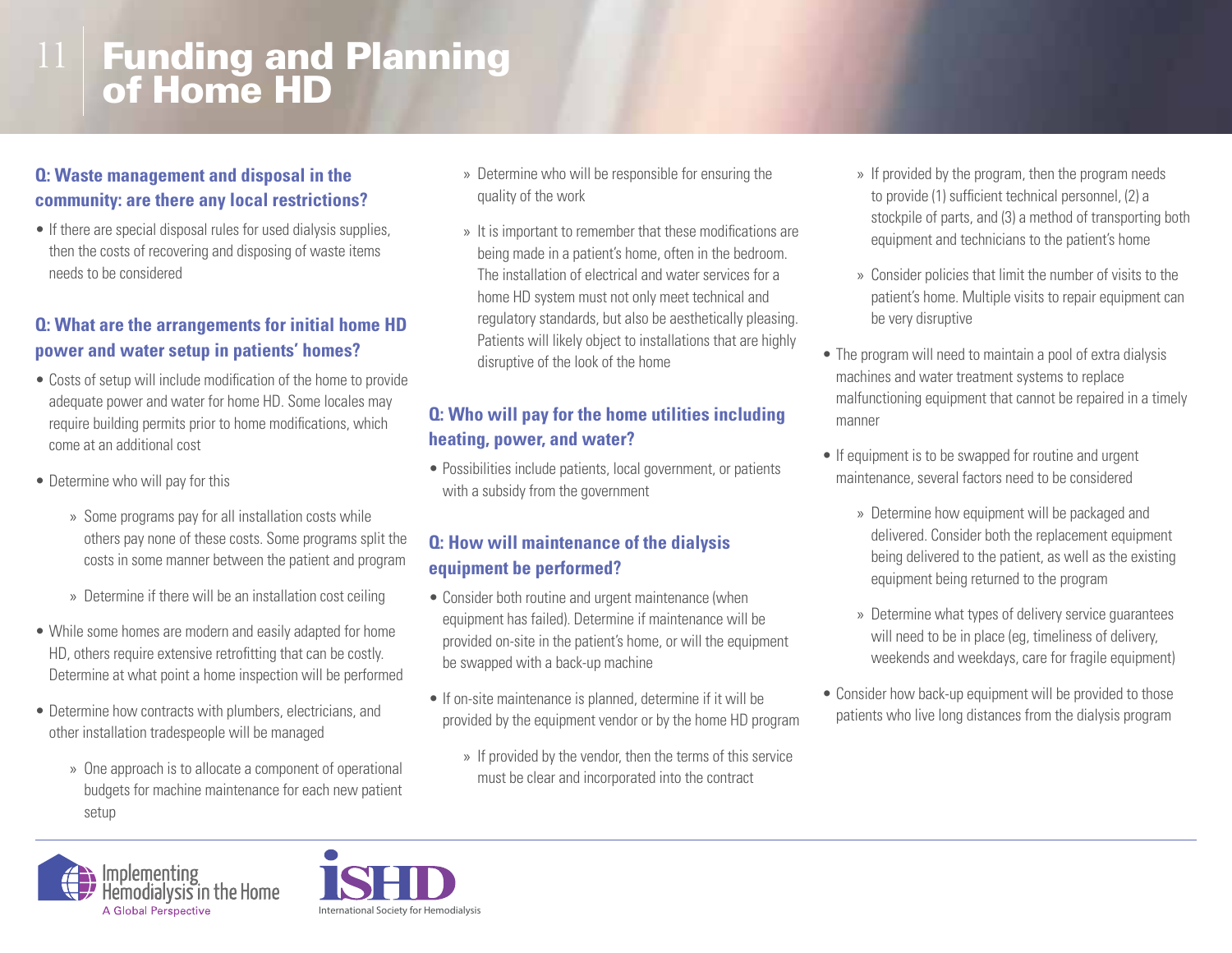# Funding and Planning of Home HD

### Q: Waste management and disposal in the community: are there any local restrictions?

- If there are special disposal rules for used dialysis supplies, then the costs of recovering and disposing of waste items needs to be considered

### Q: What are the arrangements for initial home HD power and water setup in patients' homes?

- Costs of setup will include modification of the home to provide adequate power and water for home HD. Some locales may require building permits prior to home modifications, which come at an additional cost
- Determine who will pay for this
  - » Some programs pay for all installation costs while others pay none of these costs. Some programs split the costs in some manner between the patient and program
  - » Determine if there will be an installation cost ceiling
- While some homes are modern and easily adapted for home HD, others require extensive retrofitting that can be costly. Determine at what point a home inspection will be performed
- Determine how contracts with plumbers, electricians, and other installation tradespeople will be managed
  - » One approach is to allocate a component of operational budgets for machine maintenance for each new patient setup
  - » Determine who will be responsible for ensuring the quality of the work
  - » It is important to remember that these modifications are being made in a patient's home, often in the bedroom. The installation of electrical and water services for a home HD system must not only meet technical and regulatory standards, but also be aesthetically pleasing. Patients will likely object to installations that are highly disruptive of the look of the home

### Q: Who will pay for the home utilities including heating, power, and water?

- Possibilities include patients, local government, or patients with a subsidy from the government

### Q: How will maintenance of the dialysis equipment be performed?

- Consider both routine and urgent maintenance (when equipment has failed). Determine if maintenance will be provided on-site in the patient's home, or will the equipment be swapped with a back-up machine
- If on-site maintenance is planned, determine if it will be provided by the equipment vendor or by the home HD program
  - » If provided by the vendor, then the terms of this service must be clear and incorporated into the contract
  - » If provided by the program, then the program needs to provide (1) sufficient technical personnel, (2) a stockpile of parts, and (3) a method of transporting both equipment and technicians to the patient's home
  - » Consider policies that limit the number of visits to the patient's home. Multiple visits to repair equipment can be very disruptive
- The program will need to maintain a pool of extra dialysis machines and water treatment systems to replace malfunctioning equipment that cannot be repaired in a timely manner
- If equipment is to be swapped for routine and urgent maintenance, several factors need to be considered
  - » Determine how equipment will be packaged and delivered. Consider both the replacement equipment being delivered to the patient, as well as the existing equipment being returned to the program
  - » Determine what types of delivery service guarantees will need to be in place (eg, timeliness of delivery, weekends and weekdays, care for fragile equipment)
- Consider how back-up equipment will be provided to those patients who live long distances from the dialysis program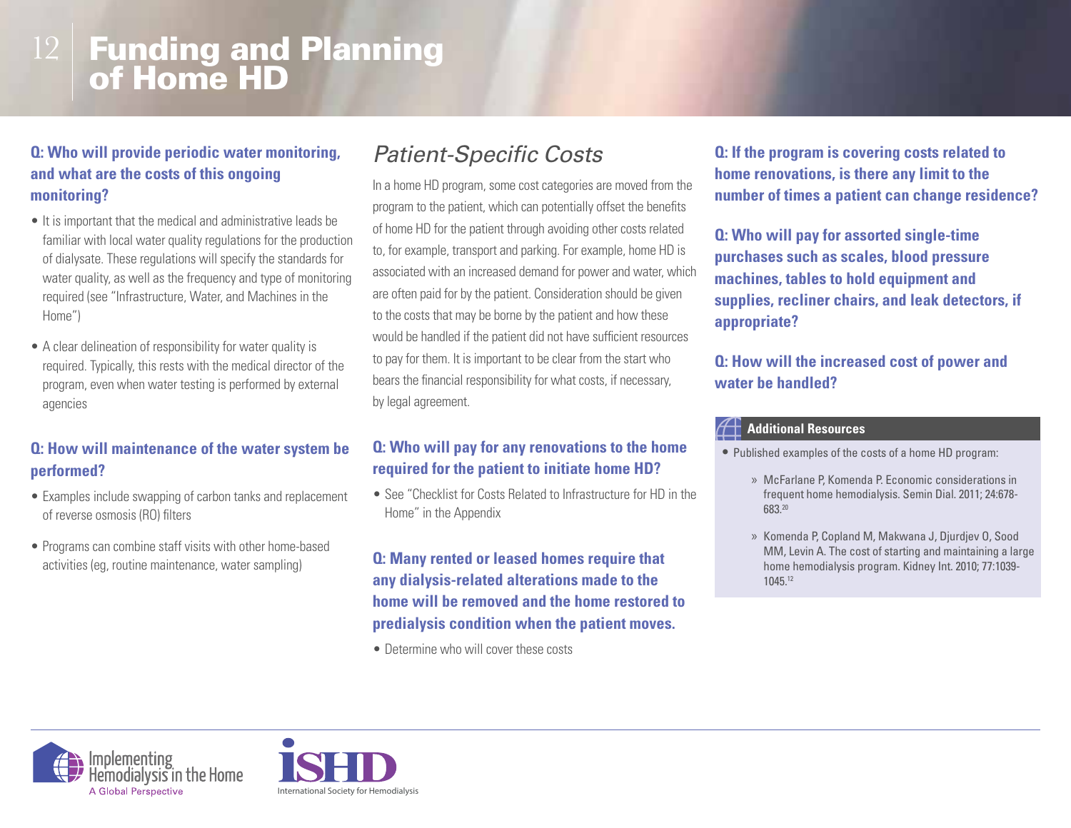# Funding and Planning of Home HD

**Q: Who will provide periodic water monitoring, and what are the costs of this ongoing monitoring?**

- It is important that the medical and administrative leads be familiar with local water quality regulations for the production of dialysate. These regulations will specify the standards for water quality, as well as the frequency and type of monitoring required (see "Infrastructure, Water, and Machines in the Home")
- A clear delineation of responsibility for water quality is required. Typically, this rests with the medical director of the program, even when water testing is performed by external agencies

**Q: How will maintenance of the water system be performed?**

- Examples include swapping of carbon tanks and replacement of reverse osmosis (RO) filters
- Programs can combine staff visits with other home-based activities (eg, routine maintenance, water sampling)

## *Patient-Specific Costs*

In a home HD program, some cost categories are moved from the program to the patient, which can potentially offset the benefits of home HD for the patient through avoiding other costs related to, for example, transport and parking. For example, home HD is associated with an increased demand for power and water, which are often paid for by the patient. Consideration should be given to the costs that may be borne by the patient and how these would be handled if the patient did not have sufficient resources to pay for them. It is important to be clear from the start who bears the financial responsibility for what costs, if necessary, by legal agreement.

**Q: Who will pay for any renovations to the home required for the patient to initiate home HD?**

- See "Checklist for Costs Related to Infrastructure for HD in the Home" in the Appendix

**Q: Many rented or leased homes require that any dialysis-related alterations made to the home will be removed and the home restored to predialysis condition when the patient moves.**

- Determine who will cover these costs

**Q: If the program is covering costs related to home renovations, is there any limit to the number of times a patient can change residence?**

**Q: Who will pay for assorted single-time purchases such as scales, blood pressure machines, tables to hold equipment and supplies, recliner chairs, and leak detectors, if appropriate?**

**Q: How will the increased cost of power and water be handled?**

**Additional Resources**

- Published examples of the costs of a home HD program:
  - McFarlane P, Komenda P. Economic considerations in frequent home hemodialysis. Semin Dial. 2011; 24:678-683.[20]
  - Komenda P, Copland M, Makwana J, Djurdjev O, Sood MM, Levin A. The cost of starting and maintaining a large home hemodialysis program. Kidney Int. 2010; 77:1039-1045.[12]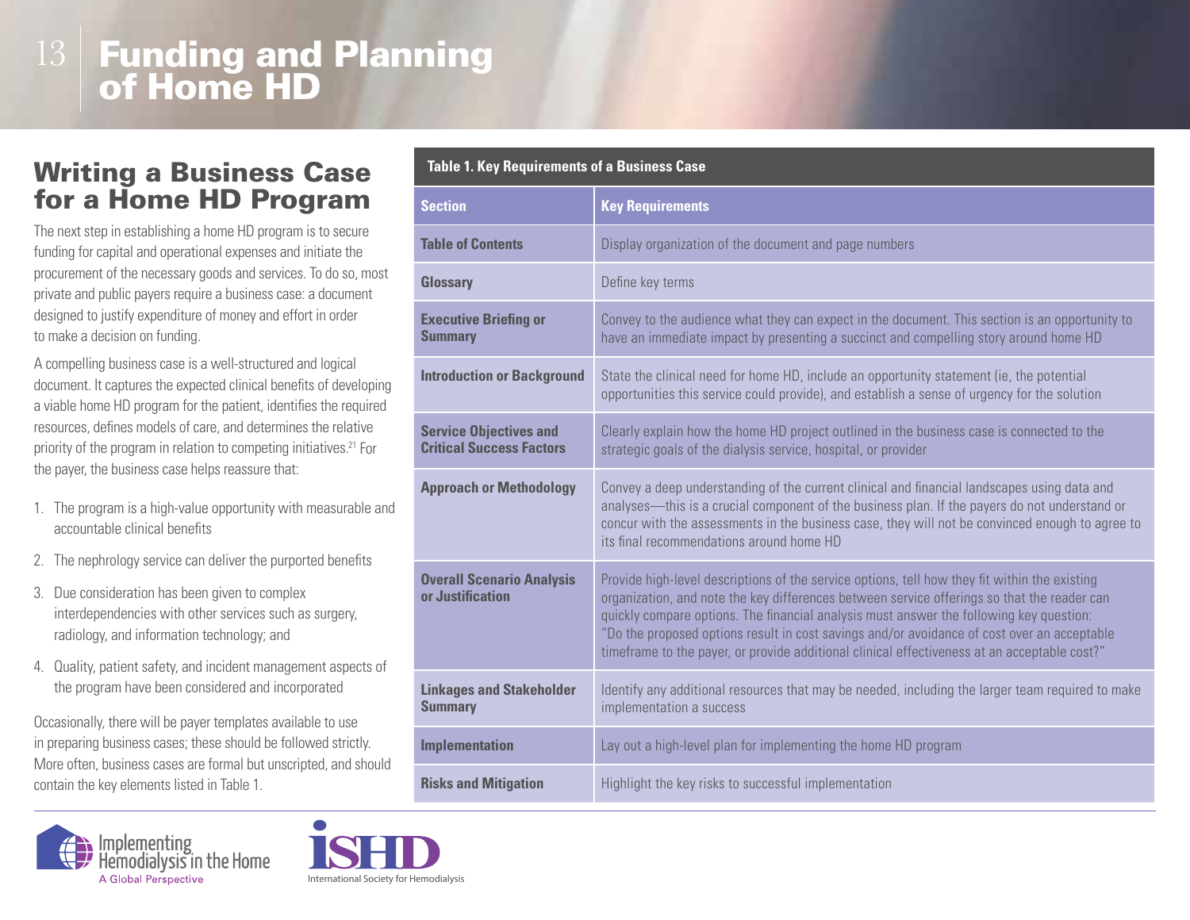# Funding and Planning of Home HD

## Writing a Business Case for a Home HD Program

The next step in establishing a home HD program is to secure funding for capital and operational expenses and initiate the procurement of the necessary goods and services. To do so, most private and public payers require a business case: a document designed to justify expenditure of money and effort in order to make a decision on funding.

A compelling business case is a well-structured and logical document. It captures the expected clinical benefits of developing a viable home HD program for the patient, identifies the required resources, defines models of care, and determines the relative priority of the program in relation to competing initiatives.[21] For the payer, the business case helps reassure that:

1. The program is a high-value opportunity with measurable and accountable clinical benefits
2. The nephrology service can deliver the purported benefits
3. Due consideration has been given to complex interdependencies with other services such as surgery, radiology, and information technology; and
4. Quality, patient safety, and incident management aspects of the program have been considered and incorporated

Occasionally, there will be payer templates available to use in preparing business cases; these should be followed strictly. More often, business cases are formal but unscripted, and should contain the key elements listed in Table 1.

**Table 1. Key Requirements of a Business Case**

| Section | Key Requirements |
|---|---|
| **Table of Contents** | Display organization of the document and page numbers |
| **Glossary** | Define key terms |
| **Executive Briefing or Summary** | Convey to the audience what they can expect in the document. This section is an opportunity to have an immediate impact by presenting a succinct and compelling story around home HD |
| **Introduction or Background** | State the clinical need for home HD, include an opportunity statement (ie, the potential opportunities this service could provide), and establish a sense of urgency for the solution |
| **Service Objectives and Critical Success Factors** | Clearly explain how the home HD project outlined in the business case is connected to the strategic goals of the dialysis service, hospital, or provider |
| **Approach or Methodology** | Convey a deep understanding of the current clinical and financial landscapes using data and analyses—this is a crucial component of the business plan. If the payers do not understand or concur with the assessments in the business case, they will not be convinced enough to agree to its final recommendations around home HD |
| **Overall Scenario Analysis or Justification** | Provide high-level descriptions of the service options, tell how they fit within the existing organization, and note the key differences between service offerings so that the reader can quickly compare options. The financial analysis must answer the following key question: "Do the proposed options result in cost savings and/or avoidance of cost over an acceptable timeframe to the payer, or provide additional clinical effectiveness at an acceptable cost?" |
| **Linkages and Stakeholder Summary** | Identify any additional resources that may be needed, including the larger team required to make implementation a success |
| **Implementation** | Lay out a high-level plan for implementing the home HD program |
| **Risks and Mitigation** | Highlight the key risks to successful implementation |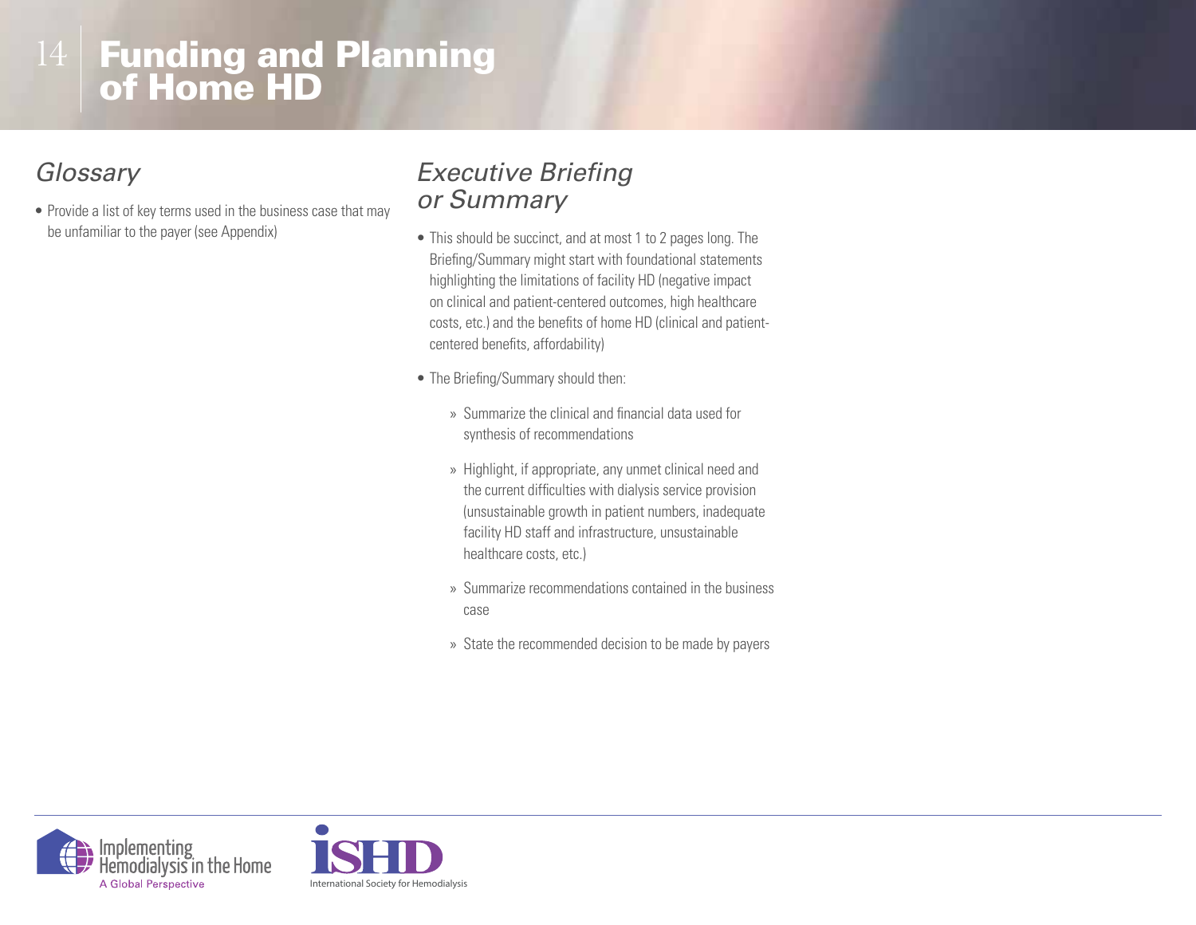# Funding and Planning of Home HD

## Glossary

- Provide a list of key terms used in the business case that may be unfamiliar to the payer (see Appendix)

## Executive Briefing or Summary

- This should be succinct, and at most 1 to 2 pages long. The Briefing/Summary might start with foundational statements highlighting the limitations of facility HD (negative impact on clinical and patient-centered outcomes, high healthcare costs, etc.) and the benefits of home HD (clinical and patient-centered benefits, affordability)
- The Briefing/Summary should then:
  - Summarize the clinical and financial data used for synthesis of recommendations
  - Highlight, if appropriate, any unmet clinical need and the current difficulties with dialysis service provision (unsustainable growth in patient numbers, inadequate facility HD staff and infrastructure, unsustainable healthcare costs, etc.)
  - Summarize recommendations contained in the business case
  - State the recommended decision to be made by payers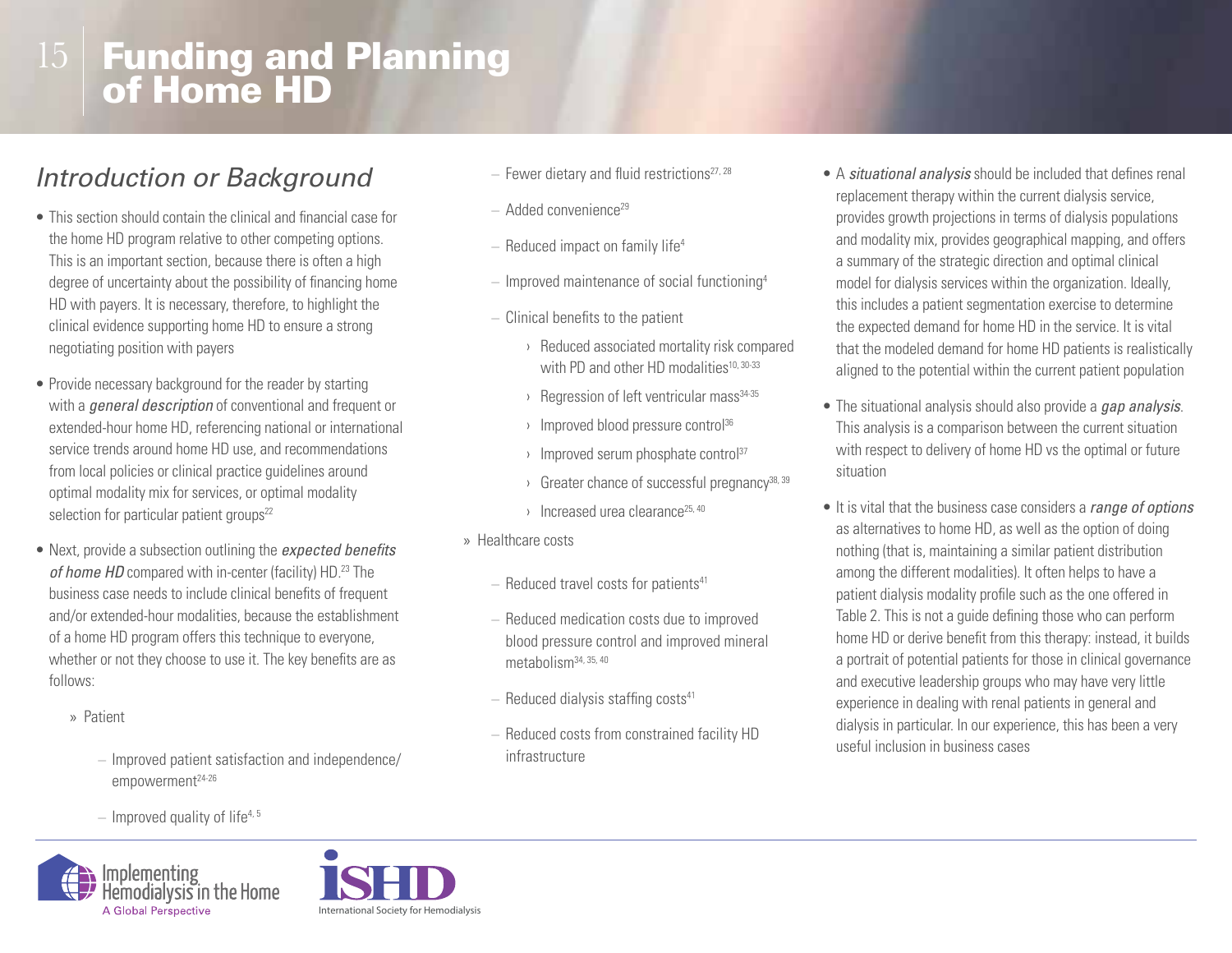# Funding and Planning of Home HD

## *Introduction or Background*

- This section should contain the clinical and financial case for the home HD program relative to other competing options. This is an important section, because there is often a high degree of uncertainty about the possibility of financing home HD with payers. It is necessary, therefore, to highlight the clinical evidence supporting home HD to ensure a strong negotiating position with payers
- Provide necessary background for the reader by starting with a *general description* of conventional and frequent or extended-hour home HD, referencing national or international service trends around home HD use, and recommendations from local policies or clinical practice guidelines around optimal modality mix for services, or optimal modality selection for particular patient groups[22]
- Next, provide a subsection outlining the *expected benefits of home HD* compared with in-center (facility) HD.[23] The business case needs to include clinical benefits of frequent and/or extended-hour modalities, because the establishment of a home HD program offers this technique to everyone, whether or not they choose to use it. The key benefits are as follows:
    - Patient
        - Improved patient satisfaction and independence/ empowerment[24-26]
        - Improved quality of life[4, 5]
        - Fewer dietary and fluid restrictions[27, 28]
        - Added convenience[29]
        - Reduced impact on family life[4]
        - Improved maintenance of social functioning[4]
        - Clinical benefits to the patient
            - Reduced associated mortality risk compared with PD and other HD modalities[10, 30-33]
            - Regression of left ventricular mass[34-35]
            - Improved blood pressure control[36]
            - Improved serum phosphate control[37]
            - Greater chance of successful pregnancy[38, 39]
            - Increased urea clearance[25, 40]
    - Healthcare costs
        - Reduced travel costs for patients[41]
        - Reduced medication costs due to improved blood pressure control and improved mineral metabolism[34, 35, 40]
        - Reduced dialysis staffing costs[41]
        - Reduced costs from constrained facility HD infrastructure
- A *situational analysis* should be included that defines renal replacement therapy within the current dialysis service, provides growth projections in terms of dialysis populations and modality mix, provides geographical mapping, and offers a summary of the strategic direction and optimal clinical model for dialysis services within the organization. Ideally, this includes a patient segmentation exercise to determine the expected demand for home HD in the service. It is vital that the modeled demand for home HD patients is realistically aligned to the potential within the current patient population
- The situational analysis should also provide a *gap analysis*. This analysis is a comparison between the current situation with respect to delivery of home HD vs the optimal or future situation
- It is vital that the business case considers a *range of options* as alternatives to home HD, as well as the option of doing nothing (that is, maintaining a similar patient distribution among the different modalities). It often helps to have a patient dialysis modality profile such as the one offered in Table 2. This is not a guide defining those who can perform home HD or derive benefit from this therapy: instead, it builds a portrait of potential patients for those in clinical governance and executive leadership groups who may have very little experience in dealing with renal patients in general and dialysis in particular. In our experience, this has been a very useful inclusion in business cases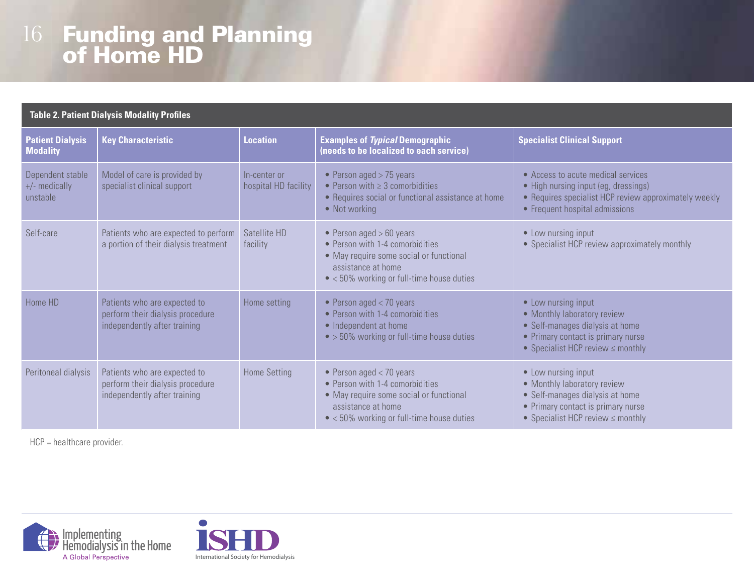# Funding and Planning of Home HD

**Table 2. Patient Dialysis Modality Profiles**

| Patient Dialysis Modality | Key Characteristic | Location | Examples of *Typical* Demographic (needs to be localized to each service) | Specialist Clinical Support |
|---|---|---|---|---|
| Dependent stable +/- medically unstable | Model of care is provided by specialist clinical support | In-center or hospital HD facility | • Person aged > 75 years<br>• Person with ≥ 3 comorbidities<br>• Requires social or functional assistance at home<br>• Not working | • Access to acute medical services<br>• High nursing input (eg, dressings)<br>• Requires specialist HCP review approximately weekly<br>• Frequent hospital admissions |
| Self-care | Patients who are expected to perform a portion of their dialysis treatment | Satellite HD facility | • Person aged > 60 years<br>• Person with 1-4 comorbidities<br>• May require some social or functional assistance at home<br>• < 50% working or full-time house duties | • Low nursing input<br>• Specialist HCP review approximately monthly |
| Home HD | Patients who are expected to perform their dialysis procedure independently after training | Home setting | • Person aged < 70 years<br>• Person with 1-4 comorbidities<br>• Independent at home<br>• > 50% working or full-time house duties | • Low nursing input<br>• Monthly laboratory review<br>• Self-manages dialysis at home<br>• Primary contact is primary nurse<br>• Specialist HCP review ≤ monthly |
| Peritoneal dialysis | Patients who are expected to perform their dialysis procedure independently after training | Home Setting | • Person aged < 70 years<br>• Person with 1-4 comorbidities<br>• May require some social or functional assistance at home<br>• < 50% working or full-time house duties | • Low nursing input<br>• Monthly laboratory review<br>• Self-manages dialysis at home<br>• Primary contact is primary nurse<br>• Specialist HCP review ≤ monthly |

HCP = healthcare provider.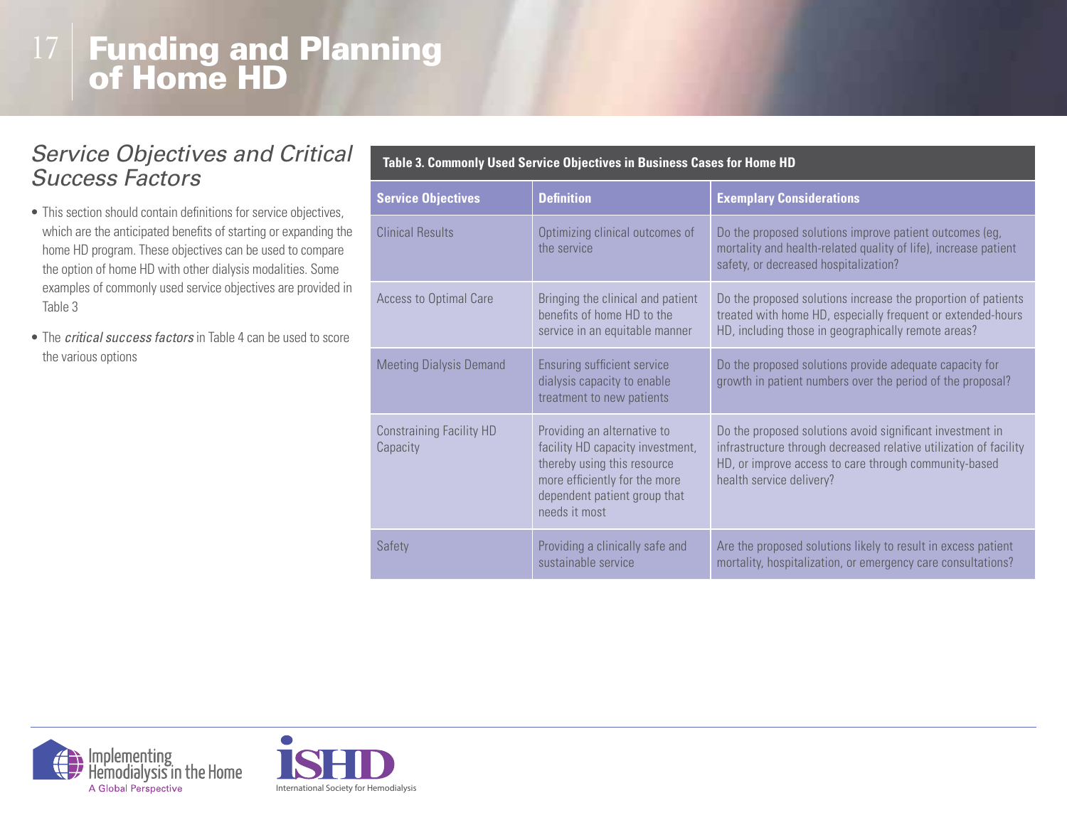# Funding and Planning of Home HD

## Service Objectives and Critical Success Factors

- This section should contain definitions for service objectives, which are the anticipated benefits of starting or expanding the home HD program. These objectives can be used to compare the option of home HD with other dialysis modalities. Some examples of commonly used service objectives are provided in Table 3
- The *critical success factors* in Table 4 can be used to score the various options

**Table 3. Commonly Used Service Objectives in Business Cases for Home HD**

| Service Objectives | Definition | Exemplary Considerations |
|---|---|---|
| Clinical Results | Optimizing clinical outcomes of the service | Do the proposed solutions improve patient outcomes (eg, mortality and health-related quality of life), increase patient safety, or decreased hospitalization? |
| Access to Optimal Care | Bringing the clinical and patient benefits of home HD to the service in an equitable manner | Do the proposed solutions increase the proportion of patients treated with home HD, especially frequent or extended-hours HD, including those in geographically remote areas? |
| Meeting Dialysis Demand | Ensuring sufficient service dialysis capacity to enable treatment to new patients | Do the proposed solutions provide adequate capacity for growth in patient numbers over the period of the proposal? |
| Constraining Facility HD Capacity | Providing an alternative to facility HD capacity investment, thereby using this resource more efficiently for the more dependent patient group that needs it most | Do the proposed solutions avoid significant investment in infrastructure through decreased relative utilization of facility HD, or improve access to care through community-based health service delivery? |
| Safety | Providing a clinically safe and sustainable service | Are the proposed solutions likely to result in excess patient mortality, hospitalization, or emergency care consultations? |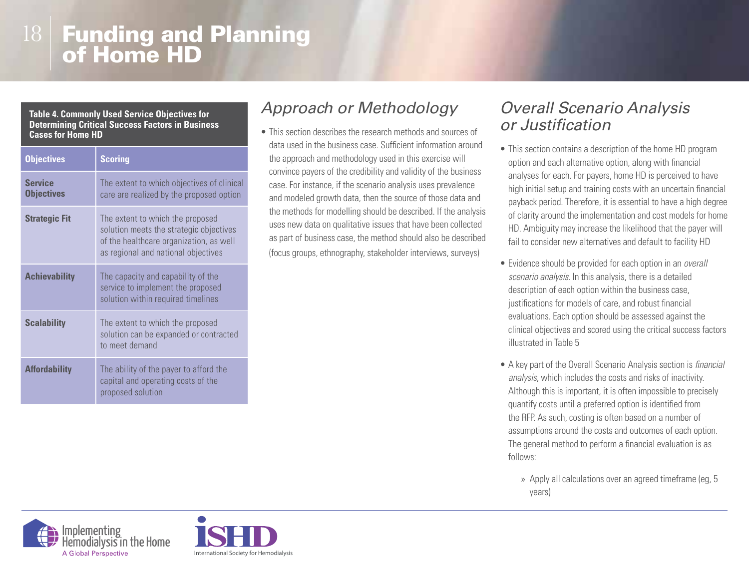# Funding and Planning of Home HD

**Table 4. Commonly Used Service Objectives for Determining Critical Success Factors in Business Cases for Home HD**

| Objectives | Scoring |
|---|---|
| **Service Objectives** | The extent to which objectives of clinical care are realized by the proposed option |
| **Strategic Fit** | The extent to which the proposed solution meets the strategic objectives of the healthcare organization, as well as regional and national objectives |
| **Achievability** | The capacity and capability of the service to implement the proposed solution within required timelines |
| **Scalability** | The extent to which the proposed solution can be expanded or contracted to meet demand |
| **Affordability** | The ability of the payer to afford the capital and operating costs of the proposed solution |

## *Approach or Methodology*

- This section describes the research methods and sources of data used in the business case. Sufficient information around the approach and methodology used in this exercise will convince payers of the credibility and validity of the business case. For instance, if the scenario analysis uses prevalence and modeled growth data, then the source of those data and the methods for modelling should be described. If the analysis uses new data on qualitative issues that have been collected as part of business case, the method should also be described (focus groups, ethnography, stakeholder interviews, surveys)

## *Overall Scenario Analysis or Justification*

- This section contains a description of the home HD program option and each alternative option, along with financial analyses for each. For payers, home HD is perceived to have high initial setup and training costs with an uncertain financial payback period. Therefore, it is essential to have a high degree of clarity around the implementation and cost models for home HD. Ambiguity may increase the likelihood that the payer will fail to consider new alternatives and default to facility HD
- Evidence should be provided for each option in an *overall scenario analysis*. In this analysis, there is a detailed description of each option within the business case, justifications for models of care, and robust financial evaluations. Each option should be assessed against the clinical objectives and scored using the critical success factors illustrated in Table 5
- A key part of the Overall Scenario Analysis section is *financial analysis*, which includes the costs and risks of inactivity. Although this is important, it is often impossible to precisely quantify costs until a preferred option is identified from the RFP. As such, costing is often based on a number of assumptions around the costs and outcomes of each option. The general method to perform a financial evaluation is as follows:
  - » Apply all calculations over an agreed timeframe (eg, 5 years)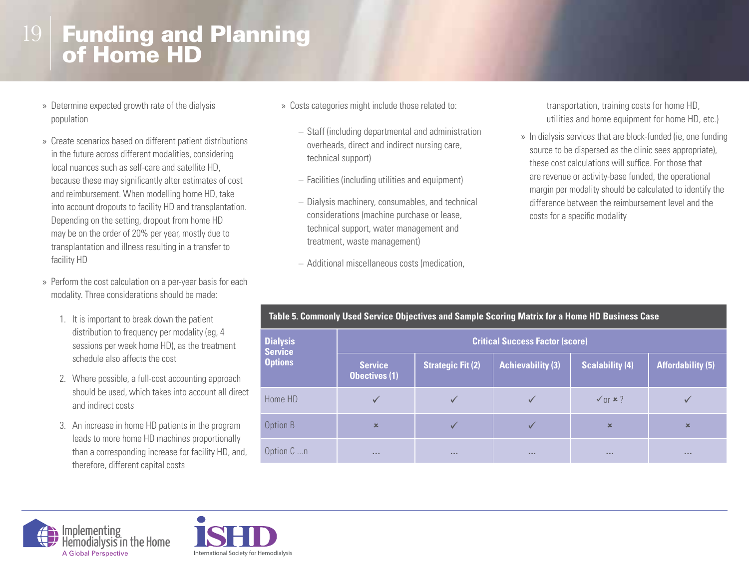# Funding and Planning of Home HD

» Determine expected growth rate of the dialysis population

» Create scenarios based on different patient distributions in the future across different modalities, considering local nuances such as self-care and satellite HD, because these may significantly alter estimates of cost and reimbursement. When modelling home HD, take into account dropouts to facility HD and transplantation. Depending on the setting, dropout from home HD may be on the order of 20% per year, mostly due to transplantation and illness resulting in a transfer to facility HD

» Perform the cost calculation on a per-year basis for each modality. Three considerations should be made:

1. It is important to break down the patient distribution to frequency per modality (eg, 4 sessions per week home HD), as the treatment schedule also affects the cost
2. Where possible, a full-cost accounting approach should be used, which takes into account all direct and indirect costs
3. An increase in home HD patients in the program leads to more home HD machines proportionally than a corresponding increase for facility HD, and, therefore, different capital costs

» Costs categories might include those related to:

- Staff (including departmental and administration overheads, direct and indirect nursing care, technical support)
- Facilities (including utilities and equipment)
- Dialysis machinery, consumables, and technical considerations (machine purchase or lease, technical support, water management and treatment, waste management)
- Additional miscellaneous costs (medication, transportation, training costs for home HD, utilities and home equipment for home HD, etc.)

» In dialysis services that are block-funded (ie, one funding source to be dispersed as the clinic sees appropriate), these cost calculations will suffice. For those that are revenue or activity-base funded, the operational margin per modality should be calculated to identify the difference between the reimbursement level and the costs for a specific modality

**Table 5. Commonly Used Service Objectives and Sample Scoring Matrix for a Home HD Business Case**

| Dialysis Service Options | Critical Success Factor (score) | | | | |
|---|---|---|---|---|---|
| | Service Obectives (1) | Strategic Fit (2) | Achievability (3) | Scalability (4) | Affordability (5) |
| Home HD | ✓ | ✓ | ✓ | ✓ or × ? | ✓ |
| Option B | × | ✓ | ✓ | × | × |
| Option C ...n | ... | ... | ... | ... | ... |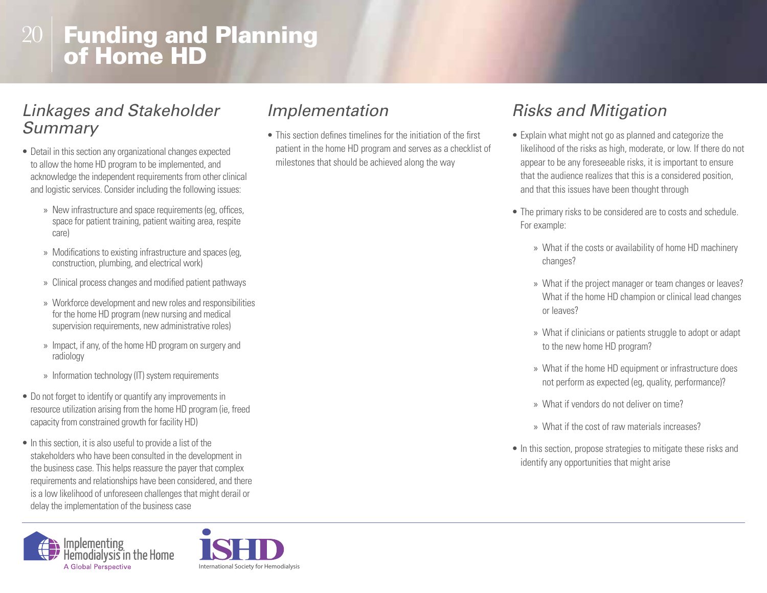# Funding and Planning of Home HD

## Linkages and Stakeholder Summary

- Detail in this section any organizational changes expected to allow the home HD program to be implemented, and acknowledge the independent requirements from other clinical and logistic services. Consider including the following issues:
  - » New infrastructure and space requirements (eg, offices, space for patient training, patient waiting area, respite care)
  - » Modifications to existing infrastructure and spaces (eg, construction, plumbing, and electrical work)
  - » Clinical process changes and modified patient pathways
  - » Workforce development and new roles and responsibilities for the home HD program (new nursing and medical supervision requirements, new administrative roles)
  - » Impact, if any, of the home HD program on surgery and radiology
  - » Information technology (IT) system requirements
- Do not forget to identify or quantify any improvements in resource utilization arising from the home HD program (ie, freed capacity from constrained growth for facility HD)
- In this section, it is also useful to provide a list of the stakeholders who have been consulted in the development in the business case. This helps reassure the payer that complex requirements and relationships have been considered, and there is a low likelihood of unforeseen challenges that might derail or delay the implementation of the business case

## Implementation

- This section defines timelines for the initiation of the first patient in the home HD program and serves as a checklist of milestones that should be achieved along the way

## Risks and Mitigation

- Explain what might not go as planned and categorize the likelihood of the risks as high, moderate, or low. If there do not appear to be any foreseeable risks, it is important to ensure that the audience realizes that this is a considered position, and that this issues have been thought through
- The primary risks to be considered are to costs and schedule. For example:
  - » What if the costs or availability of home HD machinery changes?
  - » What if the project manager or team changes or leaves? What if the home HD champion or clinical lead changes or leaves?
  - » What if clinicians or patients struggle to adopt or adapt to the new home HD program?
  - » What if the home HD equipment or infrastructure does not perform as expected (eg, quality, performance)?
  - » What if vendors do not deliver on time?
  - » What if the cost of raw materials increases?
- In this section, propose strategies to mitigate these risks and identify any opportunities that might arise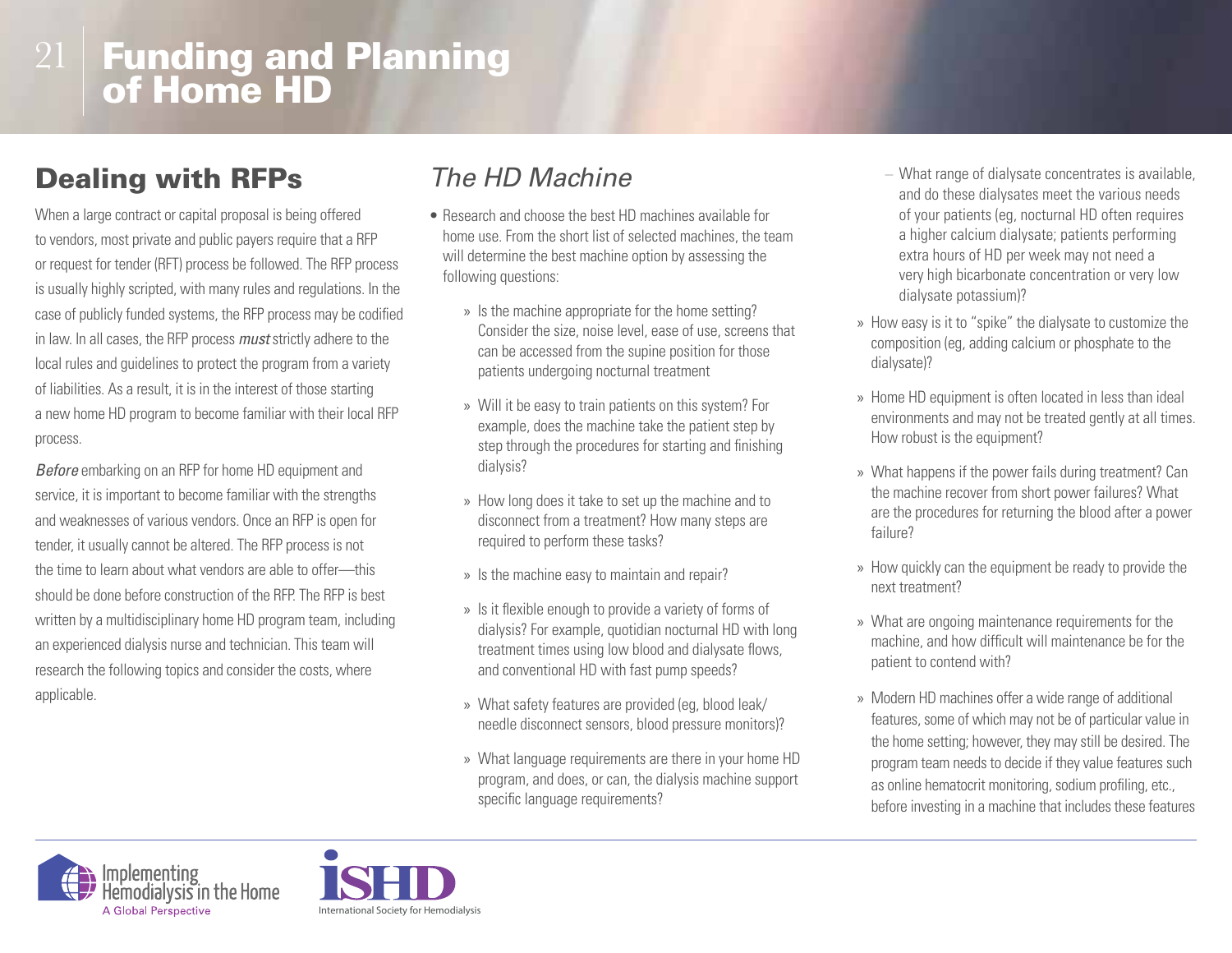# Funding and Planning of Home HD

## Dealing with RFPs

When a large contract or capital proposal is being offered to vendors, most private and public payers require that a RFP or request for tender (RFT) process be followed. The RFP process is usually highly scripted, with many rules and regulations. In the case of publicly funded systems, the RFP process may be codified in law. In all cases, the RFP process ***must*** strictly adhere to the local rules and guidelines to protect the program from a variety of liabilities. As a result, it is in the interest of those starting a new home HD program to become familiar with their local RFP process.

*Before* embarking on an RFP for home HD equipment and service, it is important to become familiar with the strengths and weaknesses of various vendors. Once an RFP is open for tender, it usually cannot be altered. The RFP process is not the time to learn about what vendors are able to offer—this should be done before construction of the RFP. The RFP is best written by a multidisciplinary home HD program team, including an experienced dialysis nurse and technician. This team will research the following topics and consider the costs, where applicable.

### *The HD Machine*

- Research and choose the best HD machines available for home use. From the short list of selected machines, the team will determine the best machine option by assessing the following questions:
  - Is the machine appropriate for the home setting? Consider the size, noise level, ease of use, screens that can be accessed from the supine position for those patients undergoing nocturnal treatment
  - Will it be easy to train patients on this system? For example, does the machine take the patient step by step through the procedures for starting and finishing dialysis?
  - How long does it take to set up the machine and to disconnect from a treatment? How many steps are required to perform these tasks?
  - Is the machine easy to maintain and repair?
  - Is it flexible enough to provide a variety of forms of dialysis? For example, quotidian nocturnal HD with long treatment times using low blood and dialysate flows, and conventional HD with fast pump speeds?
  - What safety features are provided (eg, blood leak/needle disconnect sensors, blood pressure monitors)?
  - What language requirements are there in your home HD program, and does, or can, the dialysis machine support specific language requirements?
    - What range of dialysate concentrates is available, and do these dialysates meet the various needs of your patients (eg, nocturnal HD often requires a higher calcium dialysate; patients performing extra hours of HD per week may not need a very high bicarbonate concentration or very low dialysate potassium)?
  - How easy is it to "spike" the dialysate to customize the composition (eg, adding calcium or phosphate to the dialysate)?
  - Home HD equipment is often located in less than ideal environments and may not be treated gently at all times. How robust is the equipment?
  - What happens if the power fails during treatment? Can the machine recover from short power failures? What are the procedures for returning the blood after a power failure?
  - How quickly can the equipment be ready to provide the next treatment?
  - What are ongoing maintenance requirements for the machine, and how difficult will maintenance be for the patient to contend with?
  - Modern HD machines offer a wide range of additional features, some of which may not be of particular value in the home setting; however, they may still be desired. The program team needs to decide if they value features such as online hematocrit monitoring, sodium profiling, etc., before investing in a machine that includes these features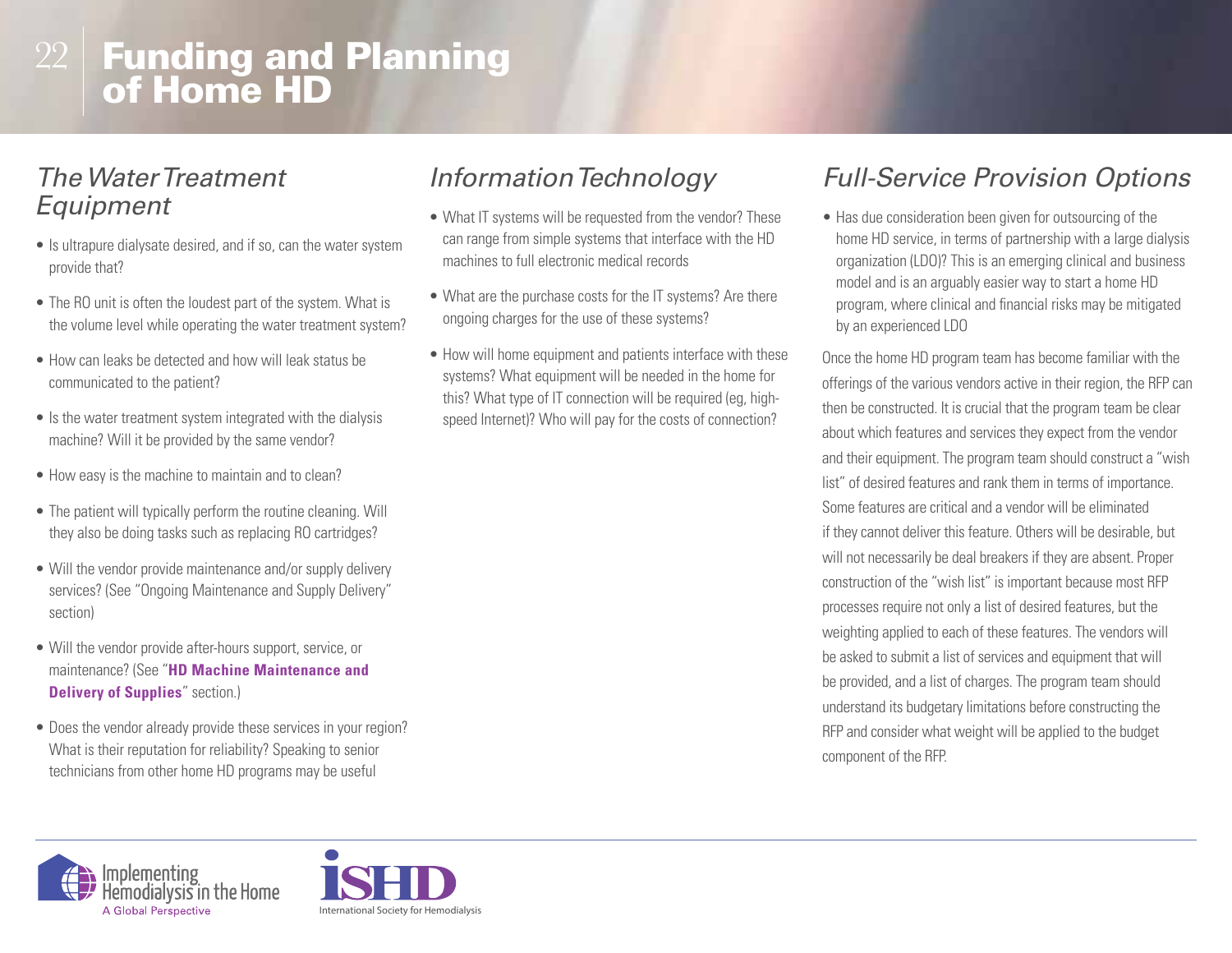# Funding and Planning of Home HD

## The Water Treatment Equipment

- Is ultrapure dialysate desired, and if so, can the water system provide that?
- The RO unit is often the loudest part of the system. What is the volume level while operating the water treatment system?
- How can leaks be detected and how will leak status be communicated to the patient?
- Is the water treatment system integrated with the dialysis machine? Will it be provided by the same vendor?
- How easy is the machine to maintain and to clean?
- The patient will typically perform the routine cleaning. Will they also be doing tasks such as replacing RO cartridges?
- Will the vendor provide maintenance and/or supply delivery services? (See "Ongoing Maintenance and Supply Delivery" section)
- Will the vendor provide after-hours support, service, or maintenance? (See "**HD Machine Maintenance and Delivery of Supplies**" section.)
- Does the vendor already provide these services in your region? What is their reputation for reliability? Speaking to senior technicians from other home HD programs may be useful

## Information Technology

- What IT systems will be requested from the vendor? These can range from simple systems that interface with the HD machines to full electronic medical records
- What are the purchase costs for the IT systems? Are there ongoing charges for the use of these systems?
- How will home equipment and patients interface with these systems? What equipment will be needed in the home for this? What type of IT connection will be required (eg, high-speed Internet)? Who will pay for the costs of connection?

## Full-Service Provision Options

- Has due consideration been given for outsourcing of the home HD service, in terms of partnership with a large dialysis organization (LDO)? This is an emerging clinical and business model and is an arguably easier way to start a home HD program, where clinical and financial risks may be mitigated by an experienced LDO

Once the home HD program team has become familiar with the offerings of the various vendors active in their region, the RFP can then be constructed. It is crucial that the program team be clear about which features and services they expect from the vendor and their equipment. The program team should construct a "wish list" of desired features and rank them in terms of importance. Some features are critical and a vendor will be eliminated if they cannot deliver this feature. Others will be desirable, but will not necessarily be deal breakers if they are absent. Proper construction of the "wish list" is important because most RFP processes require not only a list of desired features, but the weighting applied to each of these features. The vendors will be asked to submit a list of services and equipment that will be provided, and a list of charges. The program team should understand its budgetary limitations before constructing the RFP and consider what weight will be applied to the budget component of the RFP.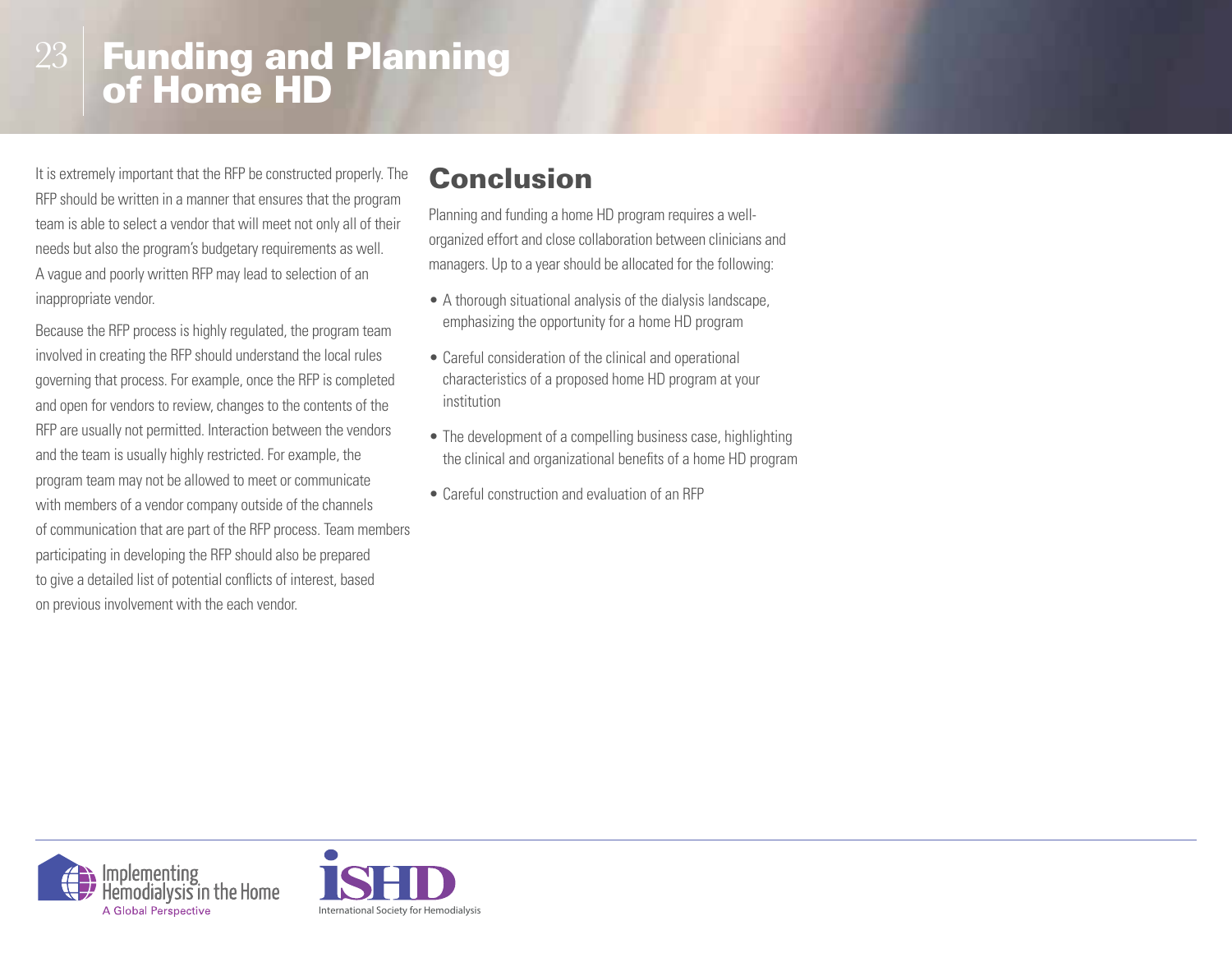It is extremely important that the RFP be constructed properly. The RFP should be written in a manner that ensures that the program team is able to select a vendor that will meet not only all of their needs but also the program's budgetary requirements as well. A vague and poorly written RFP may lead to selection of an inappropriate vendor.

Because the RFP process is highly regulated, the program team involved in creating the RFP should understand the local rules governing that process. For example, once the RFP is completed and open for vendors to review, changes to the contents of the RFP are usually not permitted. Interaction between the vendors and the team is usually highly restricted. For example, the program team may not be allowed to meet or communicate with members of a vendor company outside of the channels of communication that are part of the RFP process. Team members participating in developing the RFP should also be prepared to give a detailed list of potential conflicts of interest, based on previous involvement with the each vendor.

## Conclusion

Planning and funding a home HD program requires a well-organized effort and close collaboration between clinicians and managers. Up to a year should be allocated for the following:

- A thorough situational analysis of the dialysis landscape, emphasizing the opportunity for a home HD program
- Careful consideration of the clinical and operational characteristics of a proposed home HD program at your institution
- The development of a compelling business case, highlighting the clinical and organizational benefits of a home HD program
- Careful construction and evaluation of an RFP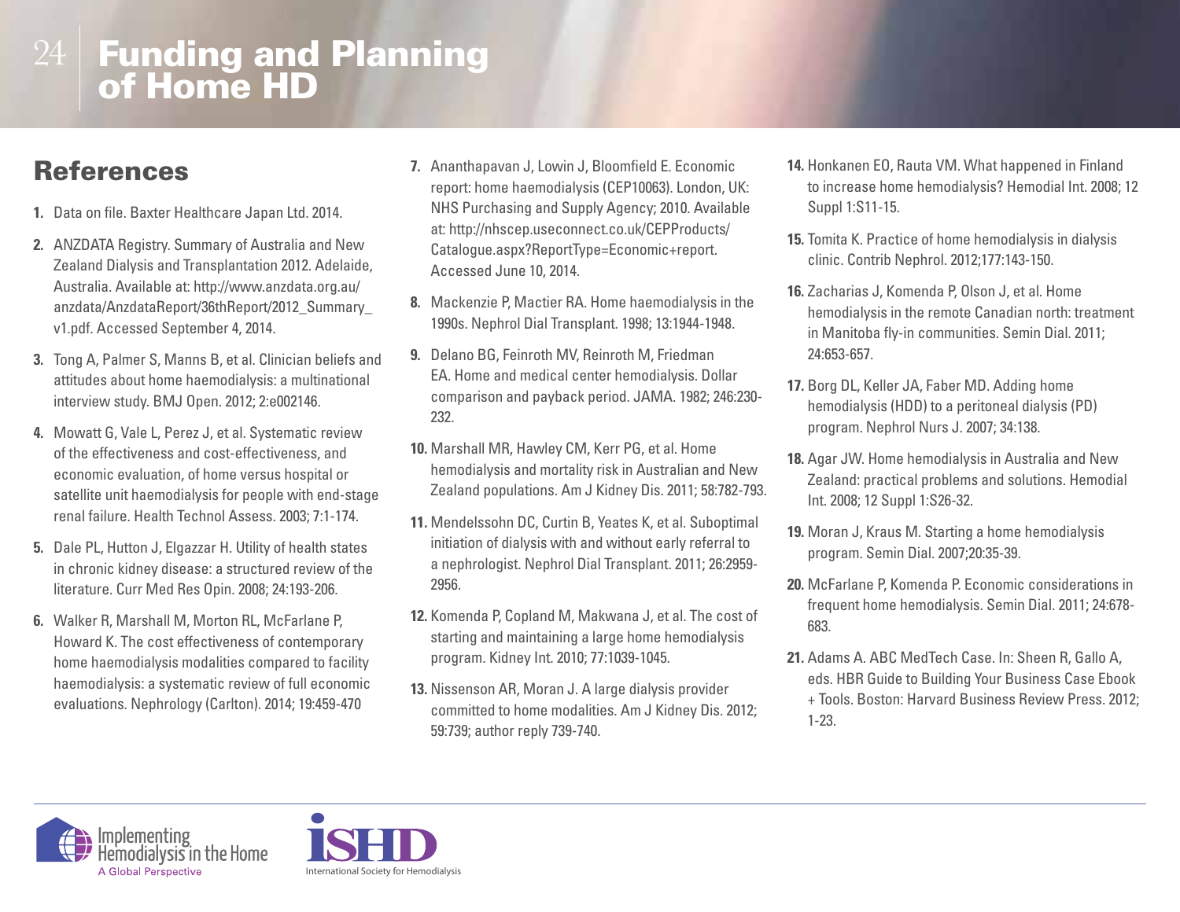# Funding and Planning of Home HD

## References

1. Data on file. Baxter Healthcare Japan Ltd. 2014.
2. ANZDATA Registry. Summary of Australia and New Zealand Dialysis and Transplantation 2012. Adelaide, Australia. Available at: http://www.anzdata.org.au/anzdata/AnzdataReport/36thReport/2012_Summary_v1.pdf. Accessed September 4, 2014.
3. Tong A, Palmer S, Manns B, et al. Clinician beliefs and attitudes about home haemodialysis: a multinational interview study. BMJ Open. 2012; 2:e002146.
4. Mowatt G, Vale L, Perez J, et al. Systematic review of the effectiveness and cost-effectiveness, and economic evaluation, of home versus hospital or satellite unit haemodialysis for people with end-stage renal failure. Health Technol Assess. 2003; 7:1-174.
5. Dale PL, Hutton J, Elgazzar H. Utility of health states in chronic kidney disease: a structured review of the literature. Curr Med Res Opin. 2008; 24:193-206.
6. Walker R, Marshall M, Morton RL, McFarlane P, Howard K. The cost effectiveness of contemporary home haemodialysis modalities compared to facility haemodialysis: a systematic review of full economic evaluations. Nephrology (Carlton). 2014; 19:459-470
7. Ananthapavan J, Lowin J, Bloomfield E. Economic report: home haemodialysis (CEP10063). London, UK: NHS Purchasing and Supply Agency; 2010. Available at: http://nhscep.useconnect.co.uk/CEPProducts/Catalogue.aspx?ReportType=Economic+report. Accessed June 10, 2014.
8. Mackenzie P, Mactier RA. Home haemodialysis in the 1990s. Nephrol Dial Transplant. 1998; 13:1944-1948.
9. Delano BG, Feinroth MV, Reinroth M, Friedman EA. Home and medical center hemodialysis. Dollar comparison and payback period. JAMA. 1982; 246:230-232.
10. Marshall MR, Hawley CM, Kerr PG, et al. Home hemodialysis and mortality risk in Australian and New Zealand populations. Am J Kidney Dis. 2011; 58:782-793.
11. Mendelssohn DC, Curtin B, Yeates K, et al. Suboptimal initiation of dialysis with and without early referral to a nephrologist. Nephrol Dial Transplant. 2011; 26:2959-2956.
12. Komenda P, Copland M, Makwana J, et al. The cost of starting and maintaining a large home hemodialysis program. Kidney Int. 2010; 77:1039-1045.
13. Nissenson AR, Moran J. A large dialysis provider committed to home modalities. Am J Kidney Dis. 2012; 59:739; author reply 739-740.
14. Honkanen EO, Rauta VM. What happened in Finland to increase home hemodialysis? Hemodial Int. 2008; 12 Suppl 1:S11-15.
15. Tomita K. Practice of home hemodialysis in dialysis clinic. Contrib Nephrol. 2012;177:143-150.
16. Zacharias J, Komenda P, Olson J, et al. Home hemodialysis in the remote Canadian north: treatment in Manitoba fly-in communities. Semin Dial. 2011; 24:653-657.
17. Borg DL, Keller JA, Faber MD. Adding home hemodialysis (HDD) to a peritoneal dialysis (PD) program. Nephrol Nurs J. 2007; 34:138.
18. Agar JW. Home hemodialysis in Australia and New Zealand: practical problems and solutions. Hemodial Int. 2008; 12 Suppl 1:S26-32.
19. Moran J, Kraus M. Starting a home hemodialysis program. Semin Dial. 2007;20:35-39.
20. McFarlane P, Komenda P. Economic considerations in frequent home hemodialysis. Semin Dial. 2011; 24:678-683.
21. Adams A. ABC MedTech Case. In: Sheen R, Gallo A, eds. HBR Guide to Building Your Business Case Ebook + Tools. Boston: Harvard Business Review Press. 2012; 1-23.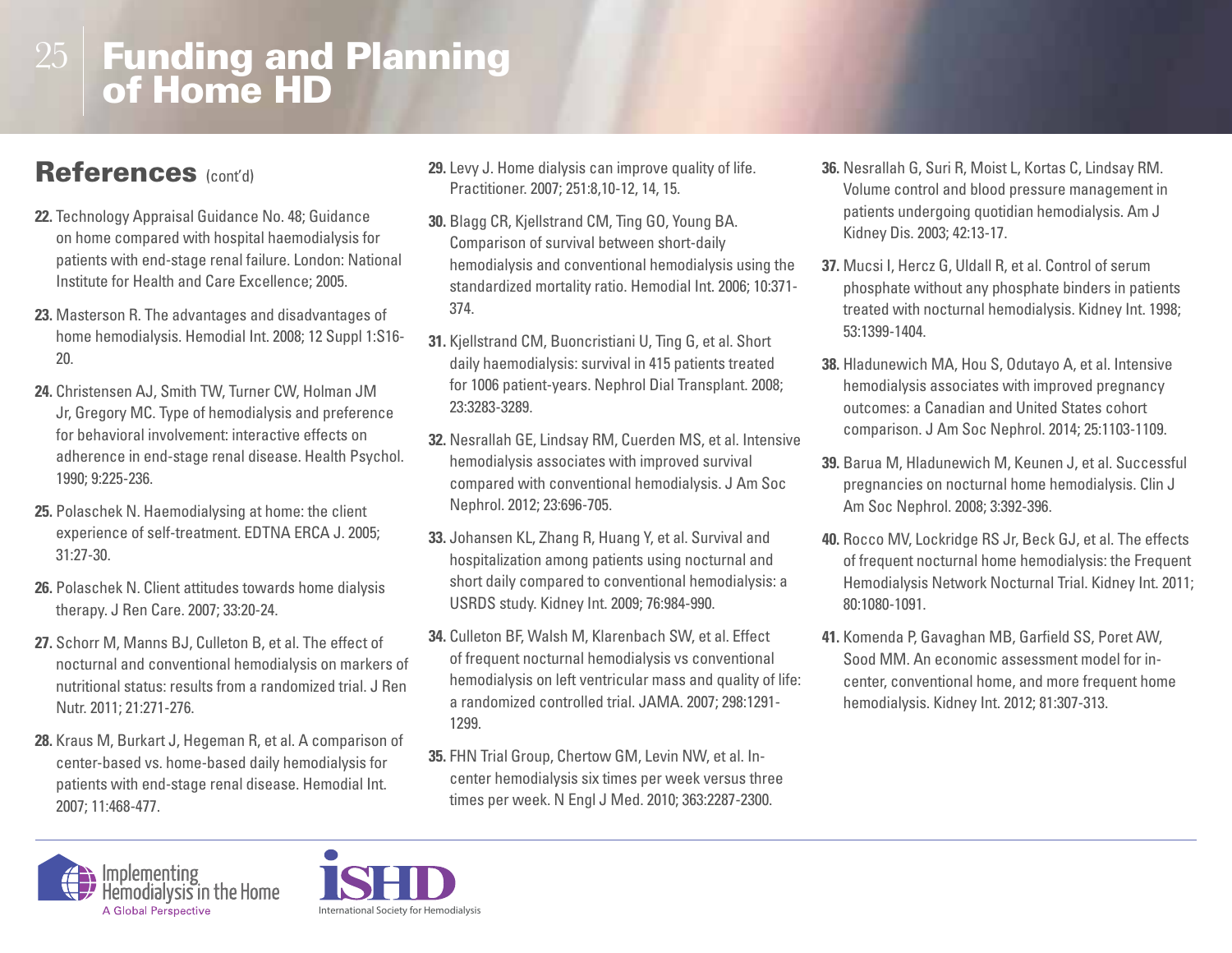## References (cont'd)

**22.** Technology Appraisal Guidance No. 48; Guidance on home compared with hospital haemodialysis for patients with end-stage renal failure. London: National Institute for Health and Care Excellence; 2005.

**23.** Masterson R. The advantages and disadvantages of home hemodialysis. Hemodial Int. 2008; 12 Suppl 1:S16-20.

**24.** Christensen AJ, Smith TW, Turner CW, Holman JM Jr, Gregory MC. Type of hemodialysis and preference for behavioral involvement: interactive effects on adherence in end-stage renal disease. Health Psychol. 1990; 9:225-236.

**25.** Polaschek N. Haemodialysing at home: the client experience of self-treatment. EDTNA ERCA J. 2005; 31:27-30.

**26.** Polaschek N. Client attitudes towards home dialysis therapy. J Ren Care. 2007; 33:20-24.

**27.** Schorr M, Manns BJ, Culleton B, et al. The effect of nocturnal and conventional hemodialysis on markers of nutritional status: results from a randomized trial. J Ren Nutr. 2011; 21:271-276.

**28.** Kraus M, Burkart J, Hegeman R, et al. A comparison of center-based vs. home-based daily hemodialysis for patients with end-stage renal disease. Hemodial Int. 2007; 11:468-477.

**29.** Levy J. Home dialysis can improve quality of life. Practitioner. 2007; 251:8,10-12, 14, 15.

**30.** Blagg CR, Kjellstrand CM, Ting GO, Young BA. Comparison of survival between short-daily hemodialysis and conventional hemodialysis using the standardized mortality ratio. Hemodial Int. 2006; 10:371-374.

**31.** Kjellstrand CM, Buoncristiani U, Ting G, et al. Short daily haemodialysis: survival in 415 patients treated for 1006 patient-years. Nephrol Dial Transplant. 2008; 23:3283-3289.

**32.** Nesrallah GE, Lindsay RM, Cuerden MS, et al. Intensive hemodialysis associates with improved survival compared with conventional hemodialysis. J Am Soc Nephrol. 2012; 23:696-705.

**33.** Johansen KL, Zhang R, Huang Y, et al. Survival and hospitalization among patients using nocturnal and short daily compared to conventional hemodialysis: a USRDS study. Kidney Int. 2009; 76:984-990.

**34.** Culleton BF, Walsh M, Klarenbach SW, et al. Effect of frequent nocturnal hemodialysis vs conventional hemodialysis on left ventricular mass and quality of life: a randomized controlled trial. JAMA. 2007; 298:1291-1299.

**35.** FHN Trial Group, Chertow GM, Levin NW, et al. In-center hemodialysis six times per week versus three times per week. N Engl J Med. 2010; 363:2287-2300.

**36.** Nesrallah G, Suri R, Moist L, Kortas C, Lindsay RM. Volume control and blood pressure management in patients undergoing quotidian hemodialysis. Am J Kidney Dis. 2003; 42:13-17.

**37.** Mucsi I, Hercz G, Uldall R, et al. Control of serum phosphate without any phosphate binders in patients treated with nocturnal hemodialysis. Kidney Int. 1998; 53:1399-1404.

**38.** Hladunewich MA, Hou S, Odutayo A, et al. Intensive hemodialysis associates with improved pregnancy outcomes: a Canadian and United States cohort comparison. J Am Soc Nephrol. 2014; 25:1103-1109.

**39.** Barua M, Hladunewich M, Keunen J, et al. Successful pregnancies on nocturnal home hemodialysis. Clin J Am Soc Nephrol. 2008; 3:392-396.

**40.** Rocco MV, Lockridge RS Jr, Beck GJ, et al. The effects of frequent nocturnal home hemodialysis: the Frequent Hemodialysis Network Nocturnal Trial. Kidney Int. 2011; 80:1080-1091.

**41.** Komenda P, Gavaghan MB, Garfield SS, Poret AW, Sood MM. An economic assessment model for in-center, conventional home, and more frequent home hemodialysis. Kidney Int. 2012; 81:307-313.